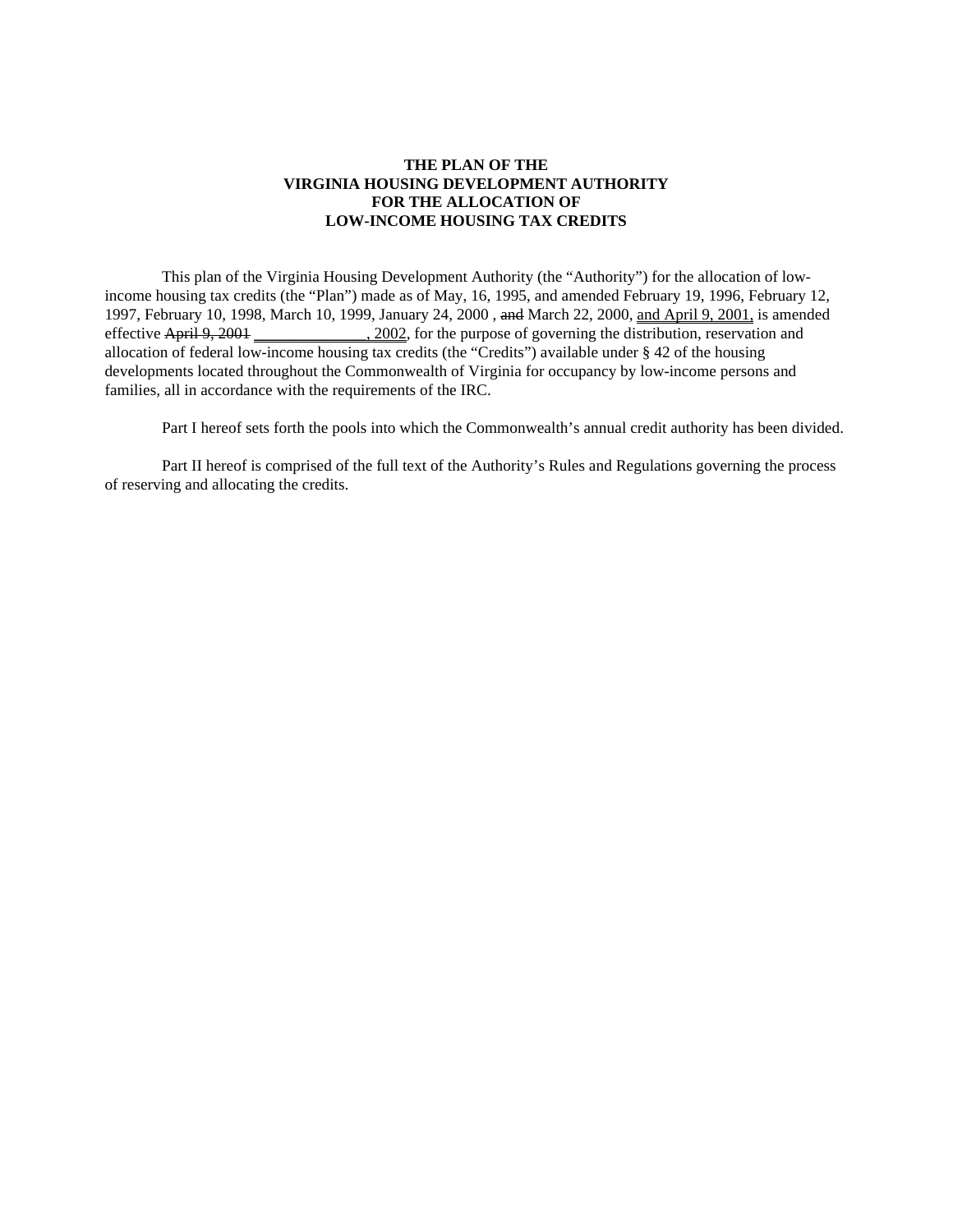# THE PLAN OF THE VIRGINIA HOUSING DEVELOPMENT AUTHORITY FOR THE ALLOCATION OF LOW-INCOME HOUSING TAX CREDITS

This plan of the Virginia Housing Development Authority (the "Authority") for the allocation of low-income housing tax credits (the "Plan") made as of May, 16, 1995, and amended February 19, 1996, February 12, 1997, February 10, 1998, March 10, 1999, January 24, 2000 , ~~and~~ March 22, 2000, <u>and April 9, 2001,</u> is amended effective ~~April 9, 2001~~ <u>______________, 2002</u>, for the purpose of governing the distribution, reservation and allocation of federal low-income housing tax credits (the "Credits") available under § 42 of the housing developments located throughout the Commonwealth of Virginia for occupancy by low-income persons and families, all in accordance with the requirements of the IRC.

Part I hereof sets forth the pools into which the Commonwealth's annual credit authority has been divided.

Part II hereof is comprised of the full text of the Authority's Rules and Regulations governing the process of reserving and allocating the credits.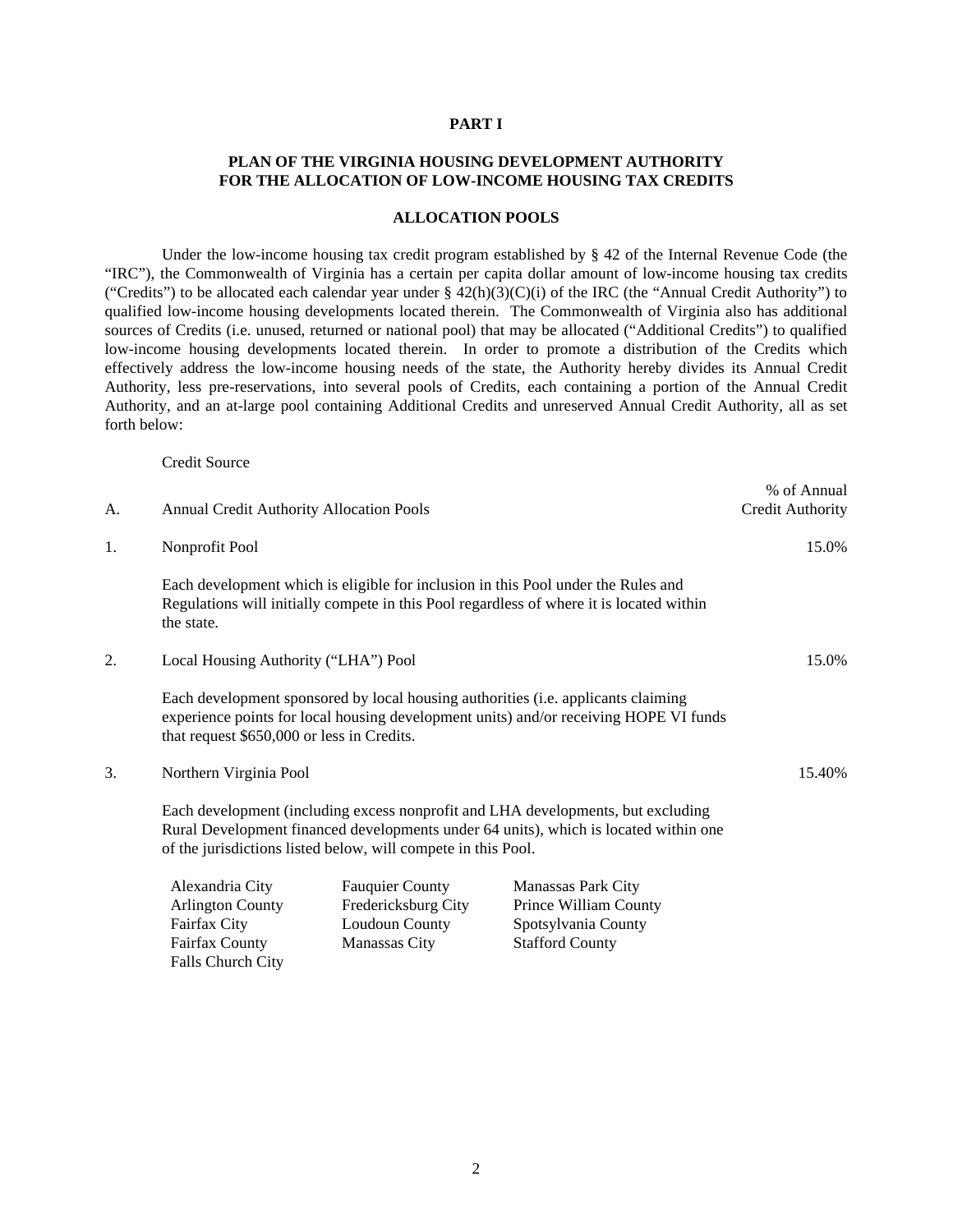# PART I

## PLAN OF THE VIRGINIA HOUSING DEVELOPMENT AUTHORITY FOR THE ALLOCATION OF LOW-INCOME HOUSING TAX CREDITS

### ALLOCATION POOLS

Under the low-income housing tax credit program established by § 42 of the Internal Revenue Code (the "IRC"), the Commonwealth of Virginia has a certain per capita dollar amount of low-income housing tax credits ("Credits") to be allocated each calendar year under § 42(h)(3)(C)(i) of the IRC (the "Annual Credit Authority") to qualified low-income housing developments located therein. The Commonwealth of Virginia also has additional sources of Credits (i.e. unused, returned or national pool) that may be allocated ("Additional Credits") to qualified low-income housing developments located therein. In order to promote a distribution of the Credits which effectively address the low-income housing needs of the state, the Authority hereby divides its Annual Credit Authority, less pre-reservations, into several pools of Credits, each containing a portion of the Annual Credit Authority, and an at-large pool containing Additional Credits and unreserved Annual Credit Authority, all as set forth below:

Credit Source

| | | % of Annual Credit Authority |
|---|---|---|
| A. | Annual Credit Authority Allocation Pools | |
| 1. | Nonprofit Pool | 15.0% |

Each development which is eligible for inclusion in this Pool under the Rules and Regulations will initially compete in this Pool regardless of where it is located within the state.

| | | |
|---|---|---|
| 2. | Local Housing Authority ("LHA") Pool | 15.0% |

Each development sponsored by local housing authorities (i.e. applicants claiming experience points for local housing development units) and/or receiving HOPE VI funds that request $650,000 or less in Credits.

| | | |
|---|---|---|
| 3. | Northern Virginia Pool | 15.40% |

Each development (including excess nonprofit and LHA developments, but excluding Rural Development financed developments under 64 units), which is located within one of the jurisdictions listed below, will compete in this Pool.

| | | |
|---|---|---|
| Alexandria City | Fauquier County | Manassas Park City |
| Arlington County | Fredericksburg City | Prince William County |
| Fairfax City | Loudoun County | Spotsylvania County |
| Fairfax County | Manassas City | Stafford County |
| Falls Church City | | |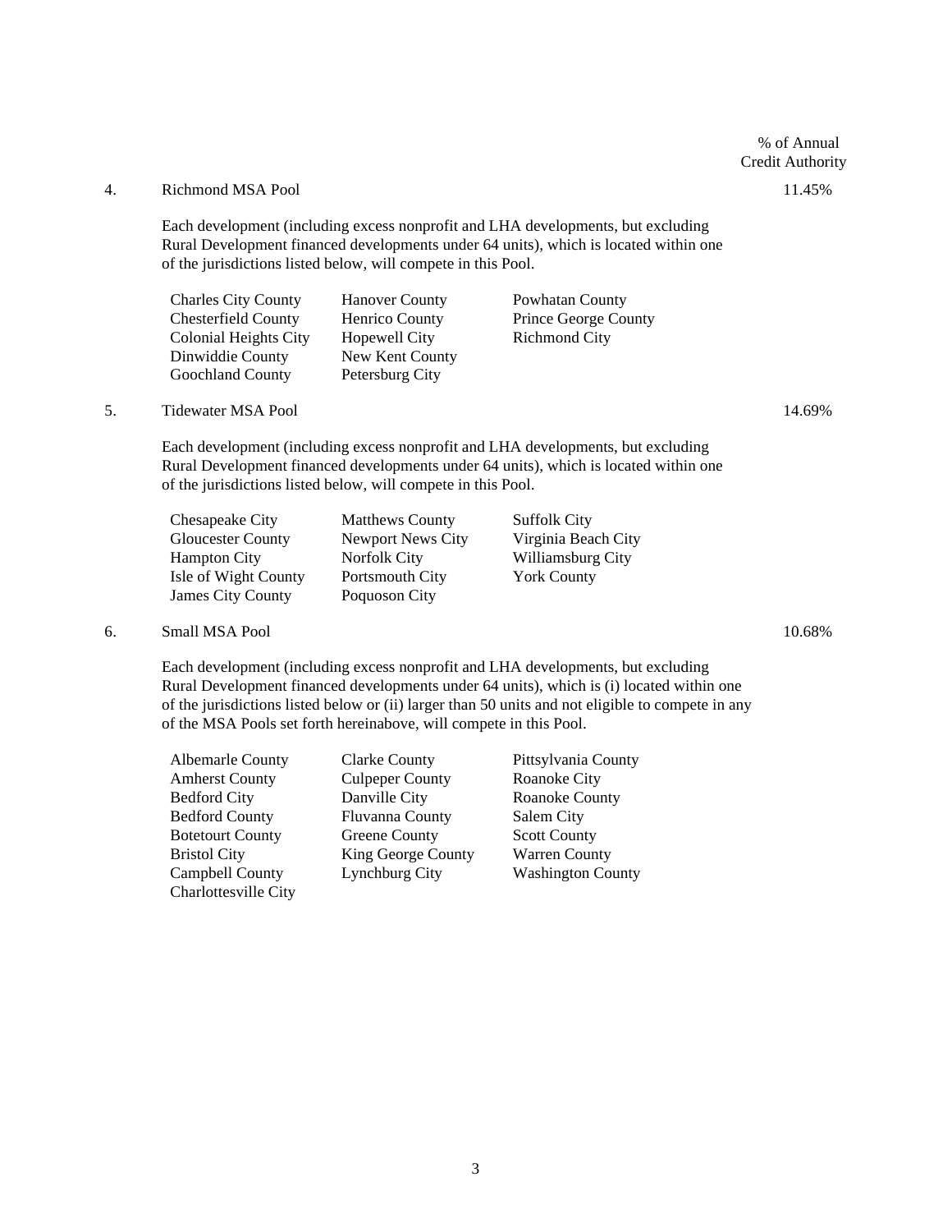| | | % of Annual Credit Authority |
|---|---|---|
| 4. | Richmond MSA Pool | 11.45% |

Each development (including excess nonprofit and LHA developments, but excluding Rural Development financed developments under 64 units), which is located within one of the jurisdictions listed below, will compete in this Pool.

| | | |
|---|---|---|
| Charles City County | Hanover County | Powhatan County |
| Chesterfield County | Henrico County | Prince George County |
| Colonial Heights City | Hopewell City | Richmond City |
| Dinwiddie County | New Kent County | |
| Goochland County | Petersburg City | |

| | | |
|---|---|---|
| 5. | Tidewater MSA Pool | 14.69% |

Each development (including excess nonprofit and LHA developments, but excluding Rural Development financed developments under 64 units), which is located within one of the jurisdictions listed below, will compete in this Pool.

| | | |
|---|---|---|
| Chesapeake City | Matthews County | Suffolk City |
| Gloucester County | Newport News City | Virginia Beach City |
| Hampton City | Norfolk City | Williamsburg City |
| Isle of Wight County | Portsmouth City | York County |
| James City County | Poquoson City | |

| | | |
|---|---|---|
| 6. | Small MSA Pool | 10.68% |

Each development (including excess nonprofit and LHA developments, but excluding Rural Development financed developments under 64 units), which is (i) located within one of the jurisdictions listed below or (ii) larger than 50 units and not eligible to compete in any of the MSA Pools set forth hereinabove, will compete in this Pool.

| | | |
|---|---|---|
| Albemarle County | Clarke County | Pittsylvania County |
| Amherst County | Culpeper County | Roanoke City |
| Bedford City | Danville City | Roanoke County |
| Bedford County | Fluvanna County | Salem City |
| Botetourt County | Greene County | Scott County |
| Bristol City | King George County | Warren County |
| Campbell County | Lynchburg City | Washington County |
| Charlottesville City | | |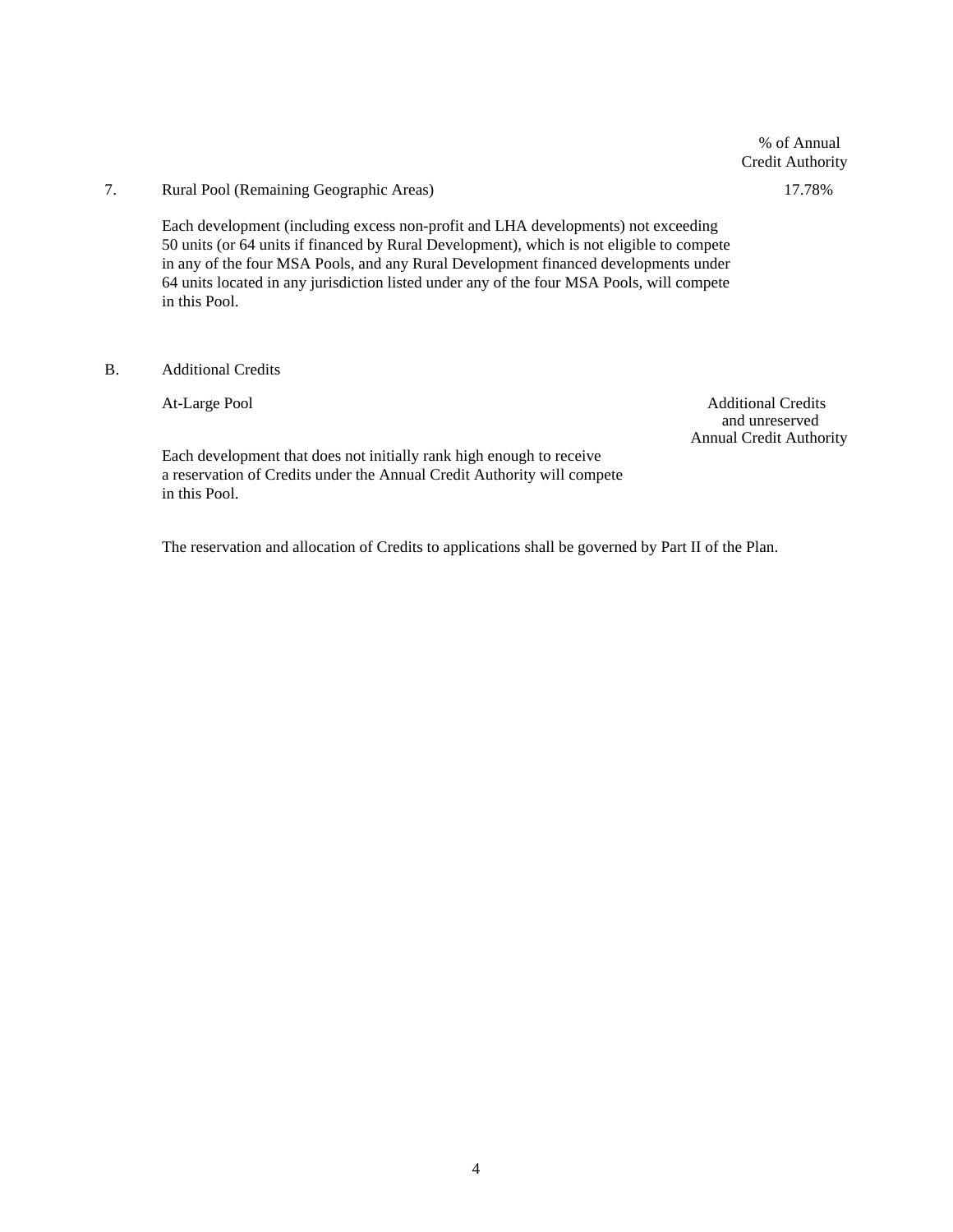% of Annual Credit Authority

7. Rural Pool (Remaining Geographic Areas) — 17.78%

Each development (including excess non-profit and LHA developments) not exceeding 50 units (or 64 units if financed by Rural Development), which is not eligible to compete in any of the four MSA Pools, and any Rural Development financed developments under 64 units located in any jurisdiction listed under any of the four MSA Pools, will compete in this Pool.

B. Additional Credits

At-Large Pool — Additional Credits and unreserved Annual Credit Authority

Each development that does not initially rank high enough to receive a reservation of Credits under the Annual Credit Authority will compete in this Pool.

The reservation and allocation of Credits to applications shall be governed by Part II of the Plan.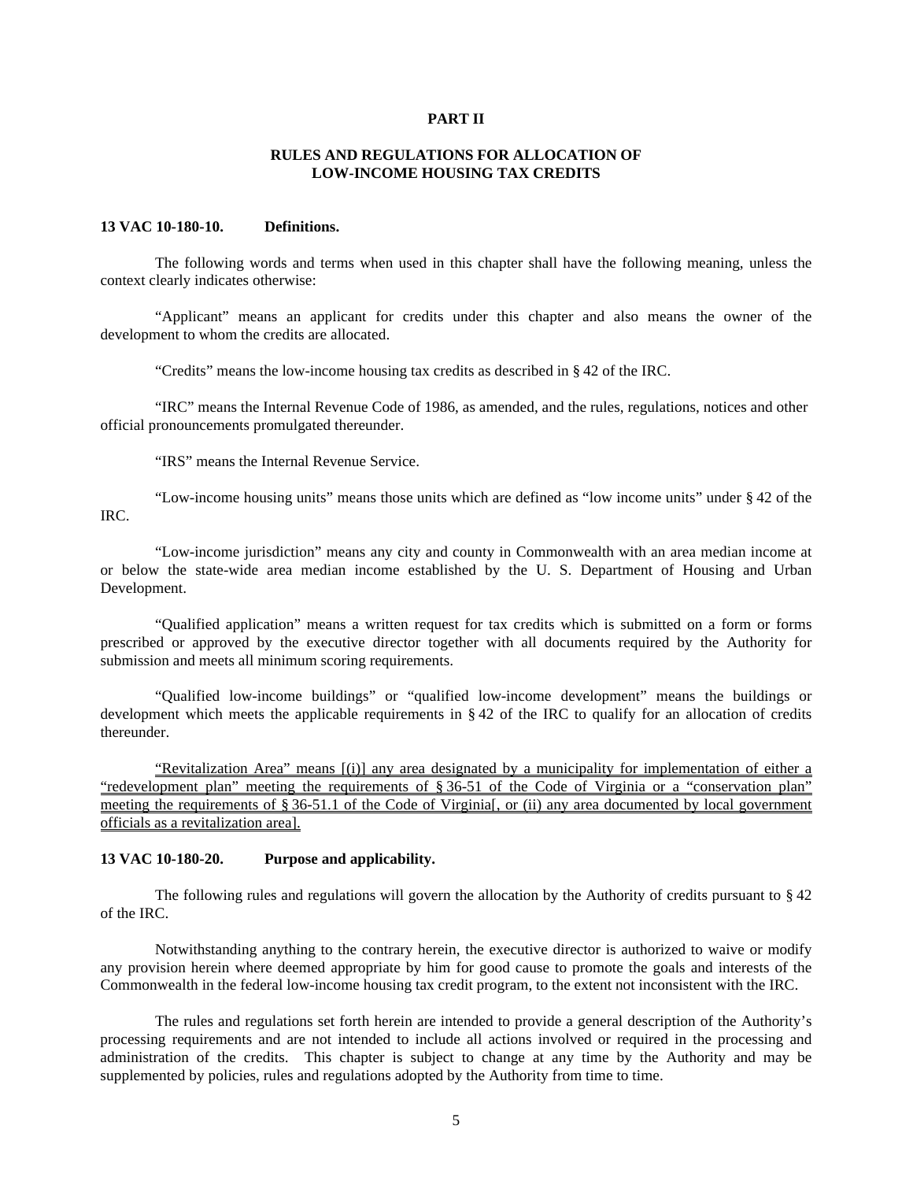**PART II**

**RULES AND REGULATIONS FOR ALLOCATION OF LOW-INCOME HOUSING TAX CREDITS**

**13 VAC 10-180-10. Definitions.**

The following words and terms when used in this chapter shall have the following meaning, unless the context clearly indicates otherwise:

"Applicant" means an applicant for credits under this chapter and also means the owner of the development to whom the credits are allocated.

"Credits" means the low-income housing tax credits as described in § 42 of the IRC.

"IRC" means the Internal Revenue Code of 1986, as amended, and the rules, regulations, notices and other official pronouncements promulgated thereunder.

"IRS" means the Internal Revenue Service.

"Low-income housing units" means those units which are defined as "low income units" under § 42 of the IRC.

"Low-income jurisdiction" means any city and county in Commonwealth with an area median income at or below the state-wide area median income established by the U. S. Department of Housing and Urban Development.

"Qualified application" means a written request for tax credits which is submitted on a form or forms prescribed or approved by the executive director together with all documents required by the Authority for submission and meets all minimum scoring requirements.

"Qualified low-income buildings" or "qualified low-income development" means the buildings or development which meets the applicable requirements in § 42 of the IRC to qualify for an allocation of credits thereunder.

"Revitalization Area" means [(i)] any area designated by a municipality for implementation of either a "redevelopment plan" meeting the requirements of § 36-51 of the Code of Virginia or a "conservation plan" meeting the requirements of § 36-51.1 of the Code of Virginia[, or (ii) any area documented by local government officials as a revitalization area].

**13 VAC 10-180-20. Purpose and applicability.**

The following rules and regulations will govern the allocation by the Authority of credits pursuant to § 42 of the IRC.

Notwithstanding anything to the contrary herein, the executive director is authorized to waive or modify any provision herein where deemed appropriate by him for good cause to promote the goals and interests of the Commonwealth in the federal low-income housing tax credit program, to the extent not inconsistent with the IRC.

The rules and regulations set forth herein are intended to provide a general description of the Authority's processing requirements and are not intended to include all actions involved or required in the processing and administration of the credits. This chapter is subject to change at any time by the Authority and may be supplemented by policies, rules and regulations adopted by the Authority from time to time.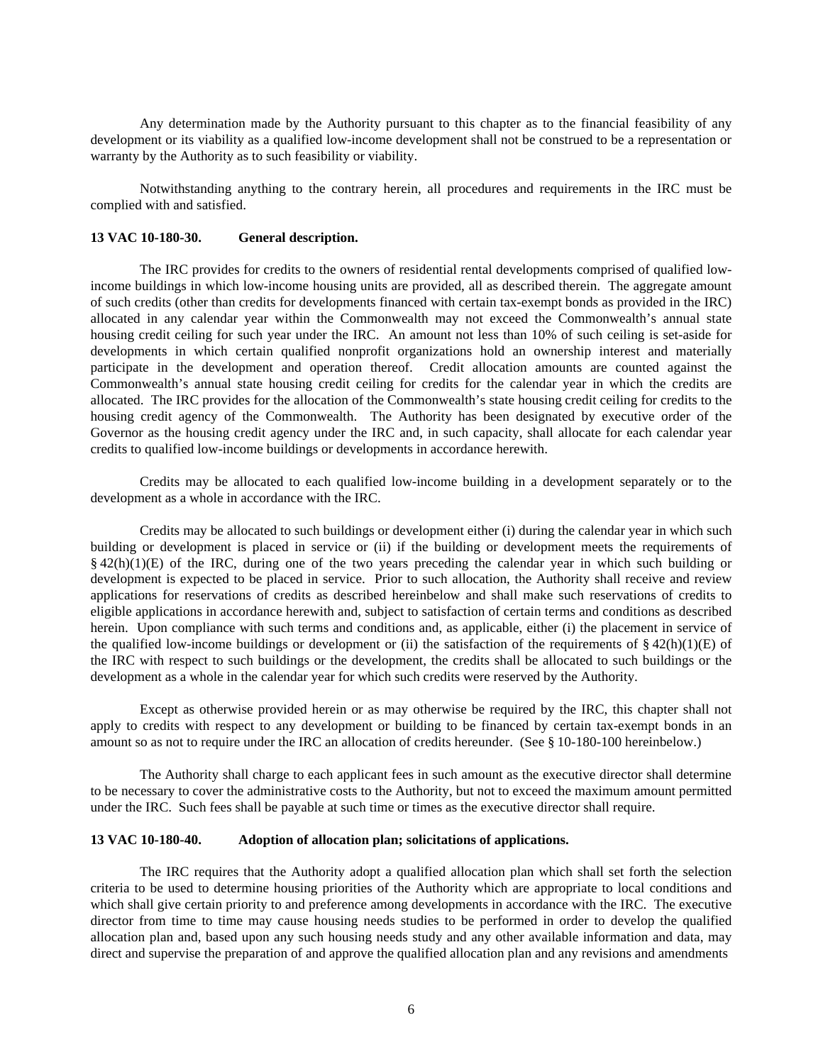Any determination made by the Authority pursuant to this chapter as to the financial feasibility of any development or its viability as a qualified low-income development shall not be construed to be a representation or warranty by the Authority as to such feasibility or viability.

Notwithstanding anything to the contrary herein, all procedures and requirements in the IRC must be complied with and satisfied.

**13 VAC 10-180-30. General description.**

The IRC provides for credits to the owners of residential rental developments comprised of qualified low-income buildings in which low-income housing units are provided, all as described therein. The aggregate amount of such credits (other than credits for developments financed with certain tax-exempt bonds as provided in the IRC) allocated in any calendar year within the Commonwealth may not exceed the Commonwealth's annual state housing credit ceiling for such year under the IRC. An amount not less than 10% of such ceiling is set-aside for developments in which certain qualified nonprofit organizations hold an ownership interest and materially participate in the development and operation thereof. Credit allocation amounts are counted against the Commonwealth's annual state housing credit ceiling for credits for the calendar year in which the credits are allocated. The IRC provides for the allocation of the Commonwealth's state housing credit ceiling for credits to the housing credit agency of the Commonwealth. The Authority has been designated by executive order of the Governor as the housing credit agency under the IRC and, in such capacity, shall allocate for each calendar year credits to qualified low-income buildings or developments in accordance herewith.

Credits may be allocated to each qualified low-income building in a development separately or to the development as a whole in accordance with the IRC.

Credits may be allocated to such buildings or development either (i) during the calendar year in which such building or development is placed in service or (ii) if the building or development meets the requirements of § 42(h)(1)(E) of the IRC, during one of the two years preceding the calendar year in which such building or development is expected to be placed in service. Prior to such allocation, the Authority shall receive and review applications for reservations of credits as described hereinbelow and shall make such reservations of credits to eligible applications in accordance herewith and, subject to satisfaction of certain terms and conditions as described herein. Upon compliance with such terms and conditions and, as applicable, either (i) the placement in service of the qualified low-income buildings or development or (ii) the satisfaction of the requirements of § 42(h)(1)(E) of the IRC with respect to such buildings or the development, the credits shall be allocated to such buildings or the development as a whole in the calendar year for which such credits were reserved by the Authority.

Except as otherwise provided herein or as may otherwise be required by the IRC, this chapter shall not apply to credits with respect to any development or building to be financed by certain tax-exempt bonds in an amount so as not to require under the IRC an allocation of credits hereunder. (See § 10-180-100 hereinbelow.)

The Authority shall charge to each applicant fees in such amount as the executive director shall determine to be necessary to cover the administrative costs to the Authority, but not to exceed the maximum amount permitted under the IRC. Such fees shall be payable at such time or times as the executive director shall require.

**13 VAC 10-180-40. Adoption of allocation plan; solicitations of applications.**

The IRC requires that the Authority adopt a qualified allocation plan which shall set forth the selection criteria to be used to determine housing priorities of the Authority which are appropriate to local conditions and which shall give certain priority to and preference among developments in accordance with the IRC. The executive director from time to time may cause housing needs studies to be performed in order to develop the qualified allocation plan and, based upon any such housing needs study and any other available information and data, may direct and supervise the preparation of and approve the qualified allocation plan and any revisions and amendments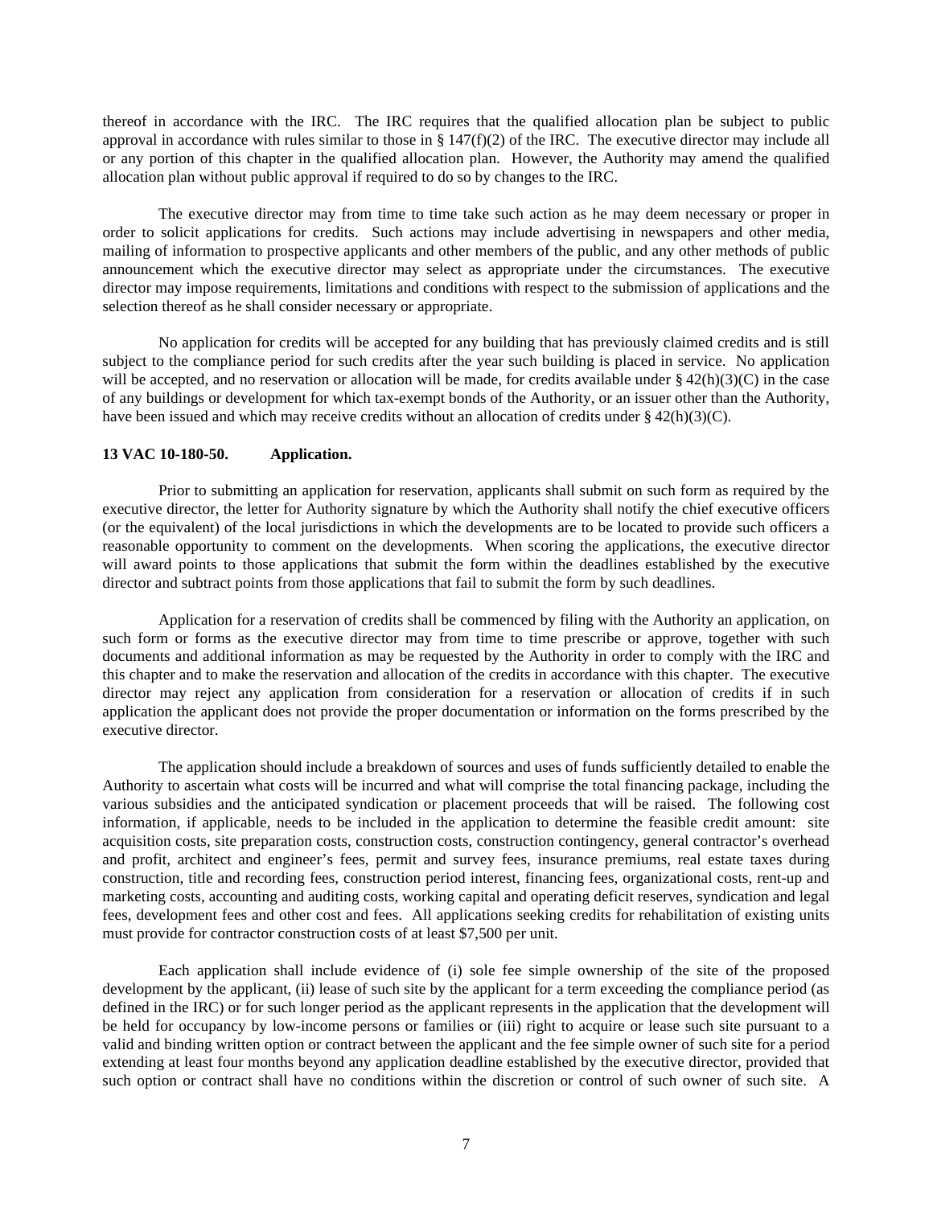thereof in accordance with the IRC. The IRC requires that the qualified allocation plan be subject to public approval in accordance with rules similar to those in § 147(f)(2) of the IRC. The executive director may include all or any portion of this chapter in the qualified allocation plan. However, the Authority may amend the qualified allocation plan without public approval if required to do so by changes to the IRC.

The executive director may from time to time take such action as he may deem necessary or proper in order to solicit applications for credits. Such actions may include advertising in newspapers and other media, mailing of information to prospective applicants and other members of the public, and any other methods of public announcement which the executive director may select as appropriate under the circumstances. The executive director may impose requirements, limitations and conditions with respect to the submission of applications and the selection thereof as he shall consider necessary or appropriate.

No application for credits will be accepted for any building that has previously claimed credits and is still subject to the compliance period for such credits after the year such building is placed in service. No application will be accepted, and no reservation or allocation will be made, for credits available under § 42(h)(3)(C) in the case of any buildings or development for which tax-exempt bonds of the Authority, or an issuer other than the Authority, have been issued and which may receive credits without an allocation of credits under § 42(h)(3)(C).

**13 VAC 10-180-50. Application.**

Prior to submitting an application for reservation, applicants shall submit on such form as required by the executive director, the letter for Authority signature by which the Authority shall notify the chief executive officers (or the equivalent) of the local jurisdictions in which the developments are to be located to provide such officers a reasonable opportunity to comment on the developments. When scoring the applications, the executive director will award points to those applications that submit the form within the deadlines established by the executive director and subtract points from those applications that fail to submit the form by such deadlines.

Application for a reservation of credits shall be commenced by filing with the Authority an application, on such form or forms as the executive director may from time to time prescribe or approve, together with such documents and additional information as may be requested by the Authority in order to comply with the IRC and this chapter and to make the reservation and allocation of the credits in accordance with this chapter. The executive director may reject any application from consideration for a reservation or allocation of credits if in such application the applicant does not provide the proper documentation or information on the forms prescribed by the executive director.

The application should include a breakdown of sources and uses of funds sufficiently detailed to enable the Authority to ascertain what costs will be incurred and what will comprise the total financing package, including the various subsidies and the anticipated syndication or placement proceeds that will be raised. The following cost information, if applicable, needs to be included in the application to determine the feasible credit amount: site acquisition costs, site preparation costs, construction costs, construction contingency, general contractor's overhead and profit, architect and engineer's fees, permit and survey fees, insurance premiums, real estate taxes during construction, title and recording fees, construction period interest, financing fees, organizational costs, rent-up and marketing costs, accounting and auditing costs, working capital and operating deficit reserves, syndication and legal fees, development fees and other cost and fees. All applications seeking credits for rehabilitation of existing units must provide for contractor construction costs of at least $7,500 per unit.

Each application shall include evidence of (i) sole fee simple ownership of the site of the proposed development by the applicant, (ii) lease of such site by the applicant for a term exceeding the compliance period (as defined in the IRC) or for such longer period as the applicant represents in the application that the development will be held for occupancy by low-income persons or families or (iii) right to acquire or lease such site pursuant to a valid and binding written option or contract between the applicant and the fee simple owner of such site for a period extending at least four months beyond any application deadline established by the executive director, provided that such option or contract shall have no conditions within the discretion or control of such owner of such site. A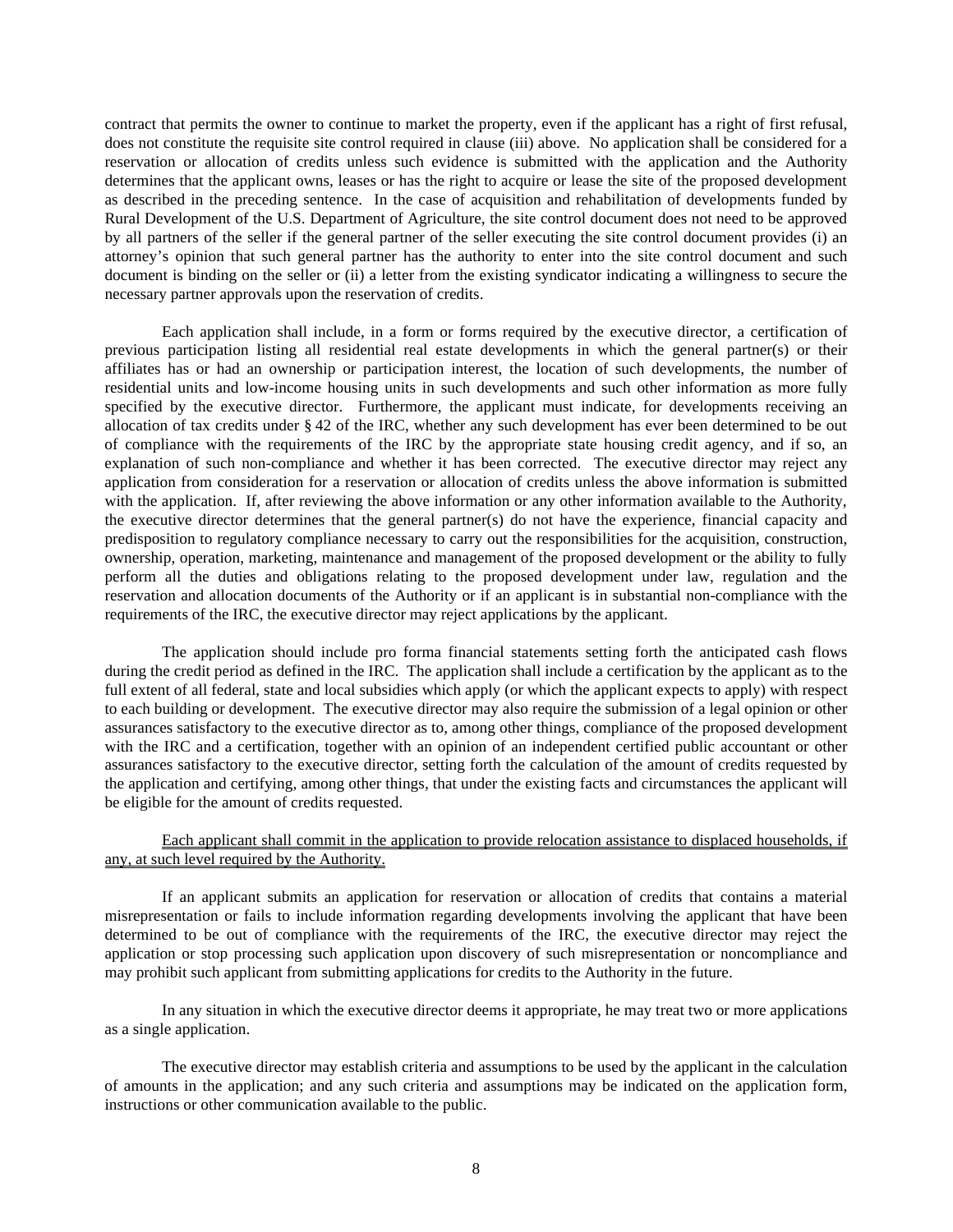contract that permits the owner to continue to market the property, even if the applicant has a right of first refusal, does not constitute the requisite site control required in clause (iii) above. No application shall be considered for a reservation or allocation of credits unless such evidence is submitted with the application and the Authority determines that the applicant owns, leases or has the right to acquire or lease the site of the proposed development as described in the preceding sentence. In the case of acquisition and rehabilitation of developments funded by Rural Development of the U.S. Department of Agriculture, the site control document does not need to be approved by all partners of the seller if the general partner of the seller executing the site control document provides (i) an attorney's opinion that such general partner has the authority to enter into the site control document and such document is binding on the seller or (ii) a letter from the existing syndicator indicating a willingness to secure the necessary partner approvals upon the reservation of credits.

Each application shall include, in a form or forms required by the executive director, a certification of previous participation listing all residential real estate developments in which the general partner(s) or their affiliates has or had an ownership or participation interest, the location of such developments, the number of residential units and low-income housing units in such developments and such other information as more fully specified by the executive director. Furthermore, the applicant must indicate, for developments receiving an allocation of tax credits under § 42 of the IRC, whether any such development has ever been determined to be out of compliance with the requirements of the IRC by the appropriate state housing credit agency, and if so, an explanation of such non-compliance and whether it has been corrected. The executive director may reject any application from consideration for a reservation or allocation of credits unless the above information is submitted with the application. If, after reviewing the above information or any other information available to the Authority, the executive director determines that the general partner(s) do not have the experience, financial capacity and predisposition to regulatory compliance necessary to carry out the responsibilities for the acquisition, construction, ownership, operation, marketing, maintenance and management of the proposed development or the ability to fully perform all the duties and obligations relating to the proposed development under law, regulation and the reservation and allocation documents of the Authority or if an applicant is in substantial non-compliance with the requirements of the IRC, the executive director may reject applications by the applicant.

The application should include pro forma financial statements setting forth the anticipated cash flows during the credit period as defined in the IRC. The application shall include a certification by the applicant as to the full extent of all federal, state and local subsidies which apply (or which the applicant expects to apply) with respect to each building or development. The executive director may also require the submission of a legal opinion or other assurances satisfactory to the executive director as to, among other things, compliance of the proposed development with the IRC and a certification, together with an opinion of an independent certified public accountant or other assurances satisfactory to the executive director, setting forth the calculation of the amount of credits requested by the application and certifying, among other things, that under the existing facts and circumstances the applicant will be eligible for the amount of credits requested.

<u>Each applicant shall commit in the application to provide relocation assistance to displaced households, if any, at such level required by the Authority.</u>

If an applicant submits an application for reservation or allocation of credits that contains a material misrepresentation or fails to include information regarding developments involving the applicant that have been determined to be out of compliance with the requirements of the IRC, the executive director may reject the application or stop processing such application upon discovery of such misrepresentation or noncompliance and may prohibit such applicant from submitting applications for credits to the Authority in the future.

In any situation in which the executive director deems it appropriate, he may treat two or more applications as a single application.

The executive director may establish criteria and assumptions to be used by the applicant in the calculation of amounts in the application; and any such criteria and assumptions may be indicated on the application form, instructions or other communication available to the public.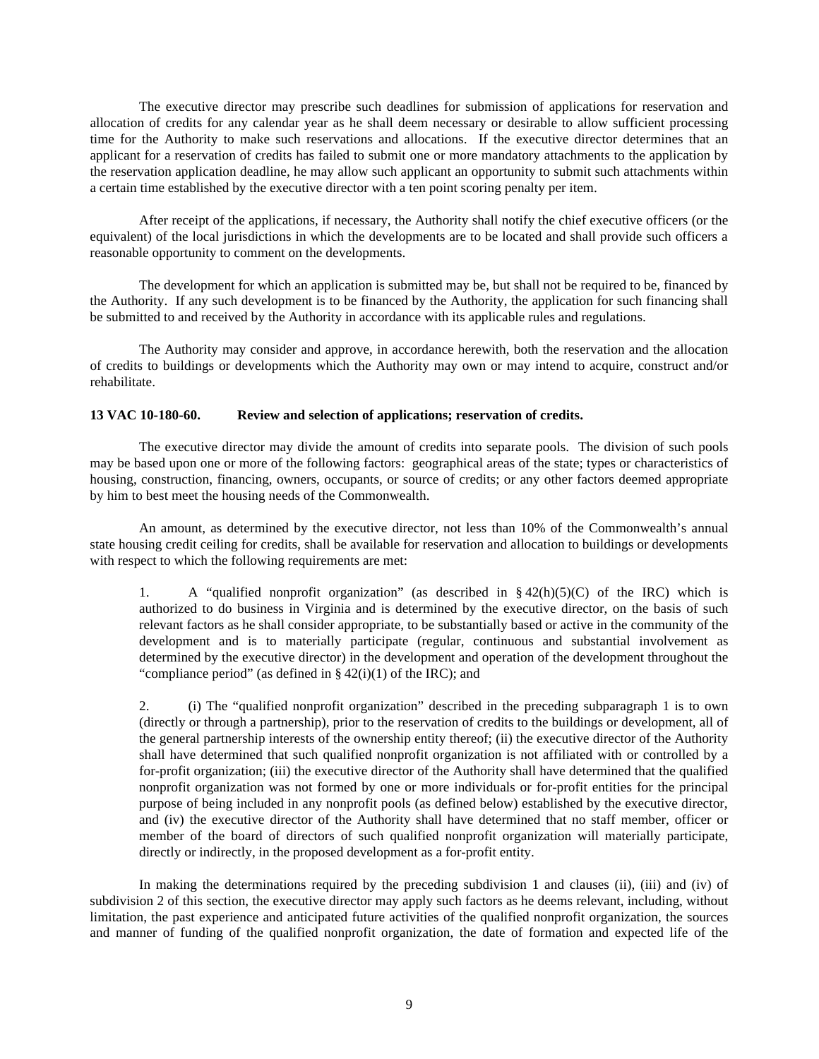The executive director may prescribe such deadlines for submission of applications for reservation and allocation of credits for any calendar year as he shall deem necessary or desirable to allow sufficient processing time for the Authority to make such reservations and allocations. If the executive director determines that an applicant for a reservation of credits has failed to submit one or more mandatory attachments to the application by the reservation application deadline, he may allow such applicant an opportunity to submit such attachments within a certain time established by the executive director with a ten point scoring penalty per item.

After receipt of the applications, if necessary, the Authority shall notify the chief executive officers (or the equivalent) of the local jurisdictions in which the developments are to be located and shall provide such officers a reasonable opportunity to comment on the developments.

The development for which an application is submitted may be, but shall not be required to be, financed by the Authority. If any such development is to be financed by the Authority, the application for such financing shall be submitted to and received by the Authority in accordance with its applicable rules and regulations.

The Authority may consider and approve, in accordance herewith, both the reservation and the allocation of credits to buildings or developments which the Authority may own or may intend to acquire, construct and/or rehabilitate.

**13 VAC 10-180-60. Review and selection of applications; reservation of credits.**

The executive director may divide the amount of credits into separate pools. The division of such pools may be based upon one or more of the following factors: geographical areas of the state; types or characteristics of housing, construction, financing, owners, occupants, or source of credits; or any other factors deemed appropriate by him to best meet the housing needs of the Commonwealth.

An amount, as determined by the executive director, not less than 10% of the Commonwealth's annual state housing credit ceiling for credits, shall be available for reservation and allocation to buildings or developments with respect to which the following requirements are met:

1. A "qualified nonprofit organization" (as described in § 42(h)(5)(C) of the IRC) which is authorized to do business in Virginia and is determined by the executive director, on the basis of such relevant factors as he shall consider appropriate, to be substantially based or active in the community of the development and is to materially participate (regular, continuous and substantial involvement as determined by the executive director) in the development and operation of the development throughout the "compliance period" (as defined in § 42(i)(1) of the IRC); and

2. (i) The "qualified nonprofit organization" described in the preceding subparagraph 1 is to own (directly or through a partnership), prior to the reservation of credits to the buildings or development, all of the general partnership interests of the ownership entity thereof; (ii) the executive director of the Authority shall have determined that such qualified nonprofit organization is not affiliated with or controlled by a for-profit organization; (iii) the executive director of the Authority shall have determined that the qualified nonprofit organization was not formed by one or more individuals or for-profit entities for the principal purpose of being included in any nonprofit pools (as defined below) established by the executive director, and (iv) the executive director of the Authority shall have determined that no staff member, officer or member of the board of directors of such qualified nonprofit organization will materially participate, directly or indirectly, in the proposed development as a for-profit entity.

In making the determinations required by the preceding subdivision 1 and clauses (ii), (iii) and (iv) of subdivision 2 of this section, the executive director may apply such factors as he deems relevant, including, without limitation, the past experience and anticipated future activities of the qualified nonprofit organization, the sources and manner of funding of the qualified nonprofit organization, the date of formation and expected life of the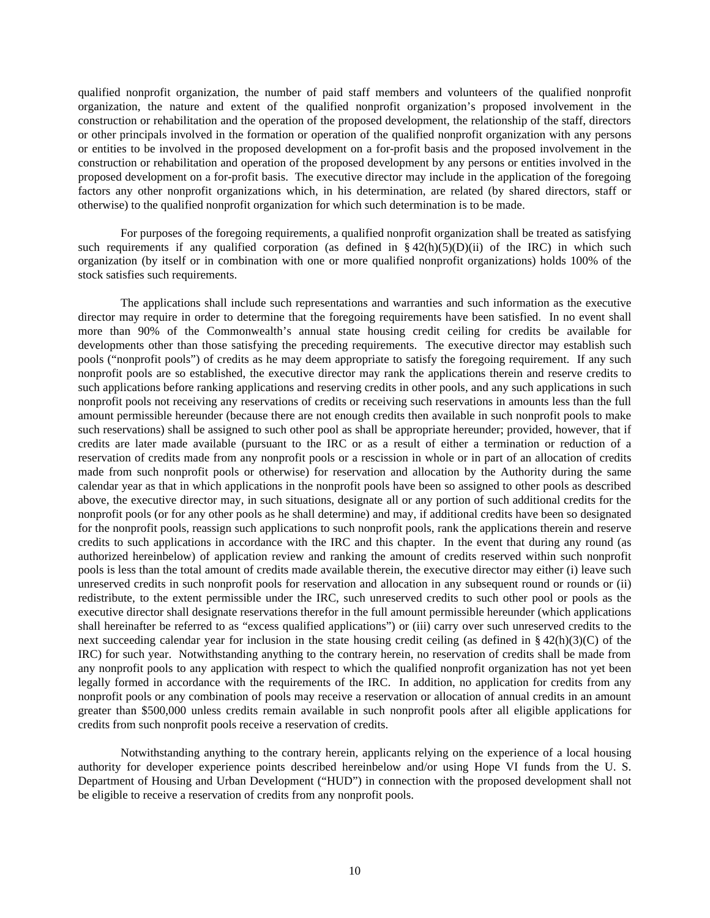qualified nonprofit organization, the number of paid staff members and volunteers of the qualified nonprofit organization, the nature and extent of the qualified nonprofit organization's proposed involvement in the construction or rehabilitation and the operation of the proposed development, the relationship of the staff, directors or other principals involved in the formation or operation of the qualified nonprofit organization with any persons or entities to be involved in the proposed development on a for-profit basis and the proposed involvement in the construction or rehabilitation and operation of the proposed development by any persons or entities involved in the proposed development on a for-profit basis. The executive director may include in the application of the foregoing factors any other nonprofit organizations which, in his determination, are related (by shared directors, staff or otherwise) to the qualified nonprofit organization for which such determination is to be made.

For purposes of the foregoing requirements, a qualified nonprofit organization shall be treated as satisfying such requirements if any qualified corporation (as defined in § 42(h)(5)(D)(ii) of the IRC) in which such organization (by itself or in combination with one or more qualified nonprofit organizations) holds 100% of the stock satisfies such requirements.

The applications shall include such representations and warranties and such information as the executive director may require in order to determine that the foregoing requirements have been satisfied. In no event shall more than 90% of the Commonwealth's annual state housing credit ceiling for credits be available for developments other than those satisfying the preceding requirements. The executive director may establish such pools ("nonprofit pools") of credits as he may deem appropriate to satisfy the foregoing requirement. If any such nonprofit pools are so established, the executive director may rank the applications therein and reserve credits to such applications before ranking applications and reserving credits in other pools, and any such applications in such nonprofit pools not receiving any reservations of credits or receiving such reservations in amounts less than the full amount permissible hereunder (because there are not enough credits then available in such nonprofit pools to make such reservations) shall be assigned to such other pool as shall be appropriate hereunder; provided, however, that if credits are later made available (pursuant to the IRC or as a result of either a termination or reduction of a reservation of credits made from any nonprofit pools or a rescission in whole or in part of an allocation of credits made from such nonprofit pools or otherwise) for reservation and allocation by the Authority during the same calendar year as that in which applications in the nonprofit pools have been so assigned to other pools as described above, the executive director may, in such situations, designate all or any portion of such additional credits for the nonprofit pools (or for any other pools as he shall determine) and may, if additional credits have been so designated for the nonprofit pools, reassign such applications to such nonprofit pools, rank the applications therein and reserve credits to such applications in accordance with the IRC and this chapter. In the event that during any round (as authorized hereinbelow) of application review and ranking the amount of credits reserved within such nonprofit pools is less than the total amount of credits made available therein, the executive director may either (i) leave such unreserved credits in such nonprofit pools for reservation and allocation in any subsequent round or rounds or (ii) redistribute, to the extent permissible under the IRC, such unreserved credits to such other pool or pools as the executive director shall designate reservations therefor in the full amount permissible hereunder (which applications shall hereinafter be referred to as "excess qualified applications") or (iii) carry over such unreserved credits to the next succeeding calendar year for inclusion in the state housing credit ceiling (as defined in § 42(h)(3)(C) of the IRC) for such year. Notwithstanding anything to the contrary herein, no reservation of credits shall be made from any nonprofit pools to any application with respect to which the qualified nonprofit organization has not yet been legally formed in accordance with the requirements of the IRC. In addition, no application for credits from any nonprofit pools or any combination of pools may receive a reservation or allocation of annual credits in an amount greater than $500,000 unless credits remain available in such nonprofit pools after all eligible applications for credits from such nonprofit pools receive a reservation of credits.

Notwithstanding anything to the contrary herein, applicants relying on the experience of a local housing authority for developer experience points described hereinbelow and/or using Hope VI funds from the U. S. Department of Housing and Urban Development ("HUD") in connection with the proposed development shall not be eligible to receive a reservation of credits from any nonprofit pools.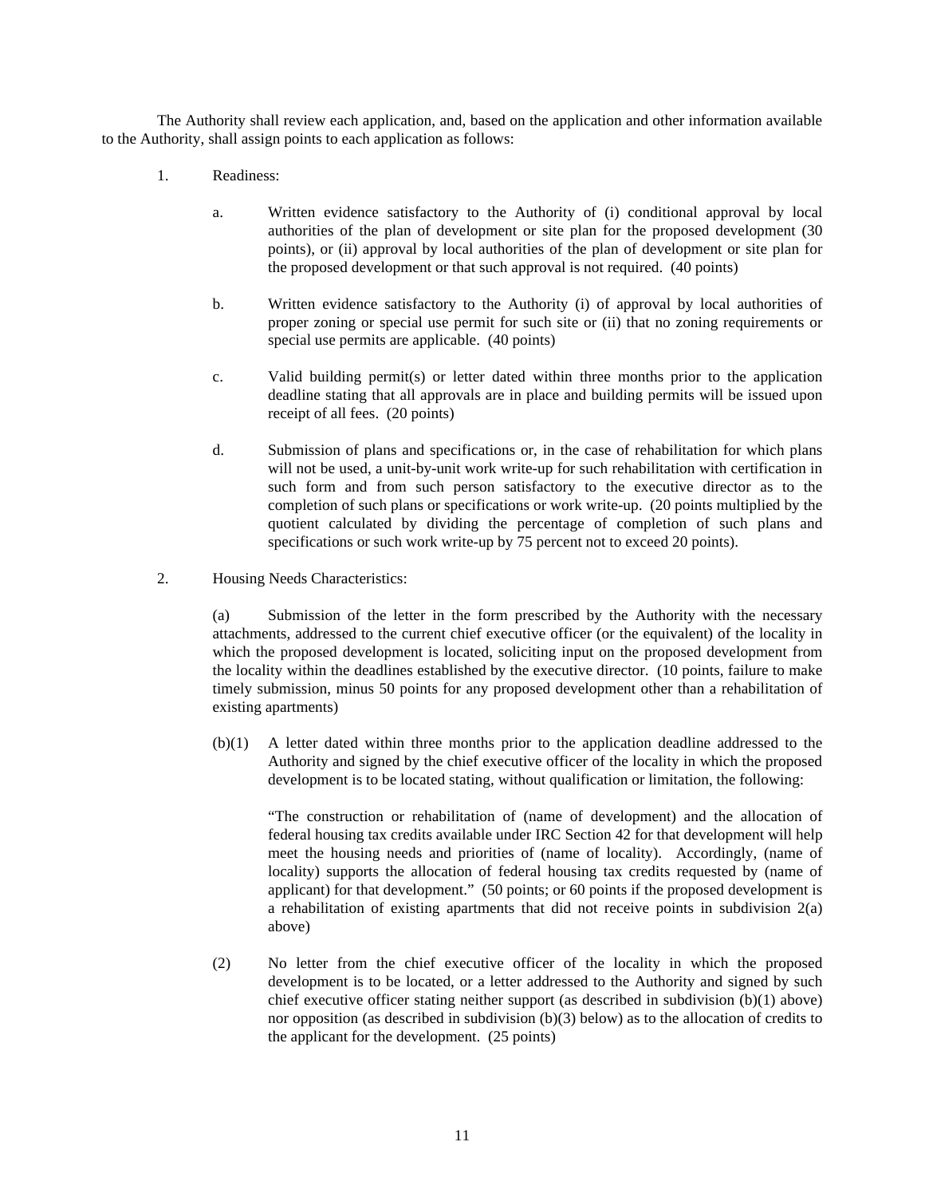The Authority shall review each application, and, based on the application and other information available to the Authority, shall assign points to each application as follows:

1. Readiness:

   a. Written evidence satisfactory to the Authority of (i) conditional approval by local authorities of the plan of development or site plan for the proposed development (30 points), or (ii) approval by local authorities of the plan of development or site plan for the proposed development or that such approval is not required. (40 points)

   b. Written evidence satisfactory to the Authority (i) of approval by local authorities of proper zoning or special use permit for such site or (ii) that no zoning requirements or special use permits are applicable. (40 points)

   c. Valid building permit(s) or letter dated within three months prior to the application deadline stating that all approvals are in place and building permits will be issued upon receipt of all fees. (20 points)

   d. Submission of plans and specifications or, in the case of rehabilitation for which plans will not be used, a unit-by-unit work write-up for such rehabilitation with certification in such form and from such person satisfactory to the executive director as to the completion of such plans or specifications or work write-up. (20 points multiplied by the quotient calculated by dividing the percentage of completion of such plans and specifications or such work write-up by 75 percent not to exceed 20 points).

2. Housing Needs Characteristics:

   (a) Submission of the letter in the form prescribed by the Authority with the necessary attachments, addressed to the current chief executive officer (or the equivalent) of the locality in which the proposed development is located, soliciting input on the proposed development from the locality within the deadlines established by the executive director. (10 points, failure to make timely submission, minus 50 points for any proposed development other than a rehabilitation of existing apartments)

   (b)(1) A letter dated within three months prior to the application deadline addressed to the Authority and signed by the chief executive officer of the locality in which the proposed development is to be located stating, without qualification or limitation, the following:

   "The construction or rehabilitation of (name of development) and the allocation of federal housing tax credits available under IRC Section 42 for that development will help meet the housing needs and priorities of (name of locality). Accordingly, (name of locality) supports the allocation of federal housing tax credits requested by (name of applicant) for that development." (50 points; or 60 points if the proposed development is a rehabilitation of existing apartments that did not receive points in subdivision 2(a) above)

   (2) No letter from the chief executive officer of the locality in which the proposed development is to be located, or a letter addressed to the Authority and signed by such chief executive officer stating neither support (as described in subdivision (b)(1) above) nor opposition (as described in subdivision (b)(3) below) as to the allocation of credits to the applicant for the development. (25 points)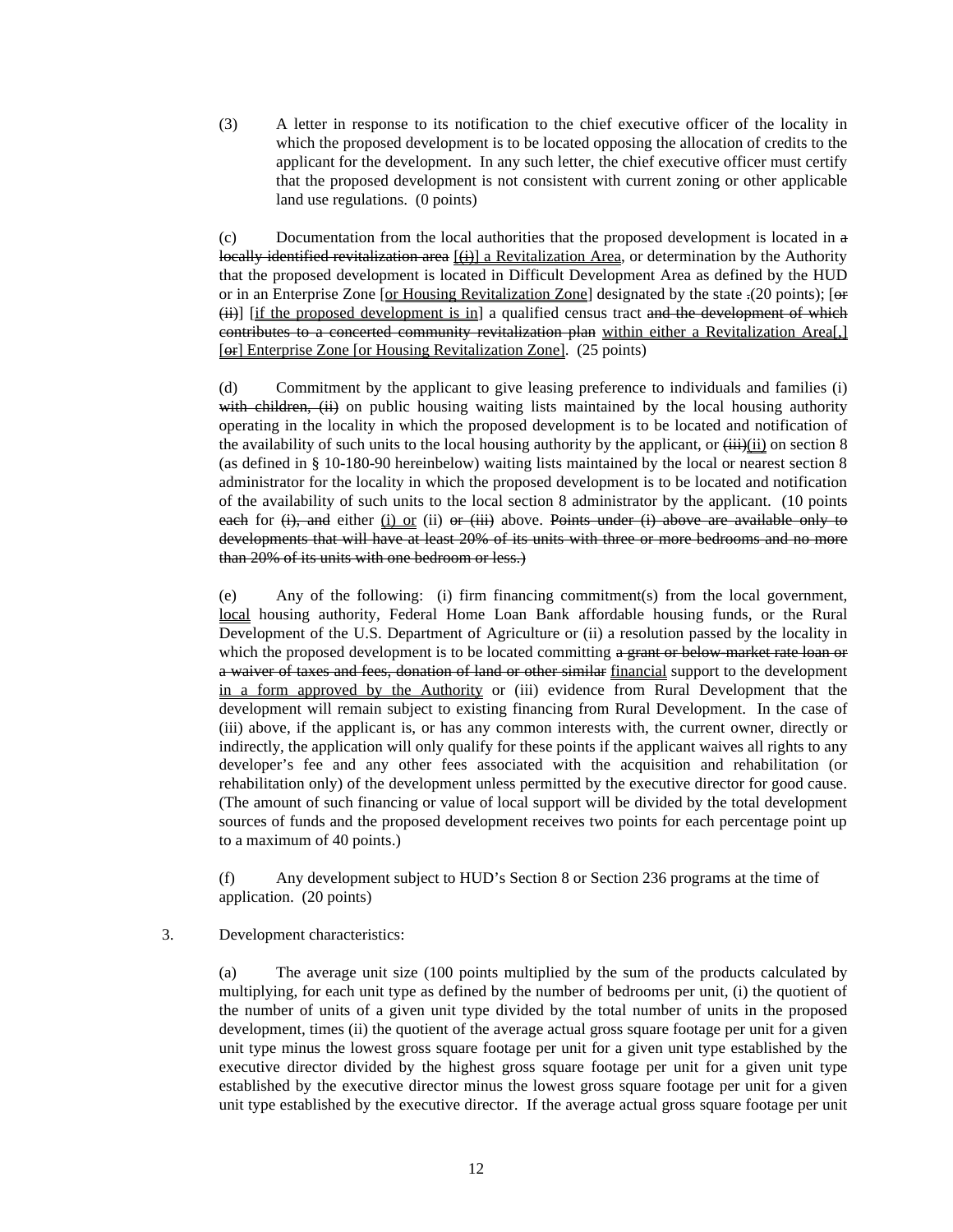(3) A letter in response to its notification to the chief executive officer of the locality in which the proposed development is to be located opposing the allocation of credits to the applicant for the development. In any such letter, the chief executive officer must certify that the proposed development is not consistent with current zoning or other applicable land use regulations. (0 points)

(c) Documentation from the local authorities that the proposed development is located in ~~a locally identified revitalization area~~ [~~(i)~~] <u>a Revitalization Area</u>, or determination by the Authority that the proposed development is located in Difficult Development Area as defined by the HUD or in an Enterprise Zone [<u>or Housing Revitalization Zone</u>] designated by the state ~~.~~(20 points); [~~or (ii)~~] [<u>if the proposed development is in</u>] a qualified census tract ~~and the development of which contributes to a concerted community revitalization plan~~ <u>within either a Revitalization Area[,]</u> [~~or~~] <u>Enterprise Zone [or Housing Revitalization Zone]</u>. (25 points)

(d) Commitment by the applicant to give leasing preference to individuals and families (i) ~~with children, (ii)~~ on public housing waiting lists maintained by the local housing authority operating in the locality in which the proposed development is to be located and notification of the availability of such units to the local housing authority by the applicant, or ~~(iii)~~<u>(ii)</u> on section 8 (as defined in § 10-180-90 hereinbelow) waiting lists maintained by the local or nearest section 8 administrator for the locality in which the proposed development is to be located and notification of the availability of such units to the local section 8 administrator by the applicant. (10 points ~~each~~ for ~~(i), and~~ either <u>(i) or</u> (ii) ~~or (iii)~~ above. ~~Points under (i) above are available only to developments that will have at least 20% of its units with three or more bedrooms and no more than 20% of its units with one bedroom or less.)~~

(e) Any of the following: (i) firm financing commitment(s) from the local government, <u>local</u> housing authority, Federal Home Loan Bank affordable housing funds, or the Rural Development of the U.S. Department of Agriculture or (ii) a resolution passed by the locality in which the proposed development is to be located committing ~~a grant or below-market rate loan or a waiver of taxes and fees, donation of land or other similar~~ <u>financial</u> support to the development <u>in a form approved by the Authority</u> or (iii) evidence from Rural Development that the development will remain subject to existing financing from Rural Development. In the case of (iii) above, if the applicant is, or has any common interests with, the current owner, directly or indirectly, the application will only qualify for these points if the applicant waives all rights to any developer's fee and any other fees associated with the acquisition and rehabilitation (or rehabilitation only) of the development unless permitted by the executive director for good cause. (The amount of such financing or value of local support will be divided by the total development sources of funds and the proposed development receives two points for each percentage point up to a maximum of 40 points.)

(f) Any development subject to HUD's Section 8 or Section 236 programs at the time of application. (20 points)

3. Development characteristics:

(a) The average unit size (100 points multiplied by the sum of the products calculated by multiplying, for each unit type as defined by the number of bedrooms per unit, (i) the quotient of the number of units of a given unit type divided by the total number of units in the proposed development, times (ii) the quotient of the average actual gross square footage per unit for a given unit type minus the lowest gross square footage per unit for a given unit type established by the executive director divided by the highest gross square footage per unit for a given unit type established by the executive director minus the lowest gross square footage per unit for a given unit type established by the executive director. If the average actual gross square footage per unit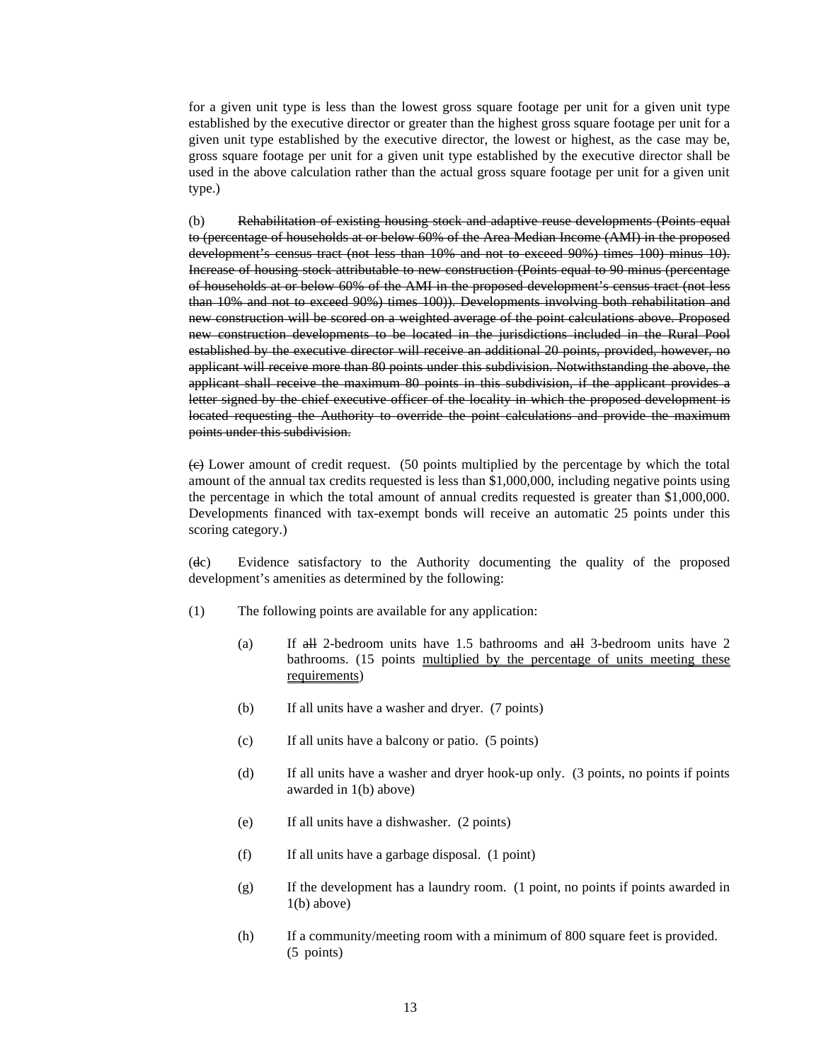for a given unit type is less than the lowest gross square footage per unit for a given unit type established by the executive director or greater than the highest gross square footage per unit for a given unit type established by the executive director, the lowest or highest, as the case may be, gross square footage per unit for a given unit type established by the executive director shall be used in the above calculation rather than the actual gross square footage per unit for a given unit type.)

(b) ~~Rehabilitation of existing housing stock and adaptive reuse developments (Points equal to (percentage of households at or below 60% of the Area Median Income (AMI) in the proposed development's census tract (not less than 10% and not to exceed 90%) times 100) minus 10). Increase of housing stock attributable to new construction (Points equal to 90 minus (percentage of households at or below 60% of the AMI in the proposed development's census tract (not less than 10% and not to exceed 90%) times 100)). Developments involving both rehabilitation and new construction will be scored on a weighted average of the point calculations above. Proposed new construction developments to be located in the jurisdictions included in the Rural Pool established by the executive director will receive an additional 20 points, provided, however, no applicant will receive more than 80 points under this subdivision. Notwithstanding the above, the applicant shall receive the maximum 80 points in this subdivision, if the applicant provides a letter signed by the chief executive officer of the locality in which the proposed development is located requesting the Authority to override the point calculations and provide the maximum points under this subdivision.~~

~~(c)~~ Lower amount of credit request. (50 points multiplied by the percentage by which the total amount of the annual tax credits requested is less than $1,000,000, including negative points using the percentage in which the total amount of annual credits requested is greater than $1,000,000. Developments financed with tax-exempt bonds will receive an automatic 25 points under this scoring category.)

(~~d~~c) Evidence satisfactory to the Authority documenting the quality of the proposed development's amenities as determined by the following:

(1) The following points are available for any application:

- (a) If ~~all~~ 2-bedroom units have 1.5 bathrooms and ~~all~~ 3-bedroom units have 2 bathrooms. (15 points <u>multiplied by the percentage of units meeting these requirements</u>)
- (b) If all units have a washer and dryer. (7 points)
- (c) If all units have a balcony or patio. (5 points)
- (d) If all units have a washer and dryer hook-up only. (3 points, no points if points awarded in 1(b) above)
- (e) If all units have a dishwasher. (2 points)
- (f) If all units have a garbage disposal. (1 point)
- (g) If the development has a laundry room. (1 point, no points if points awarded in 1(b) above)
- (h) If a community/meeting room with a minimum of 800 square feet is provided. (5 points)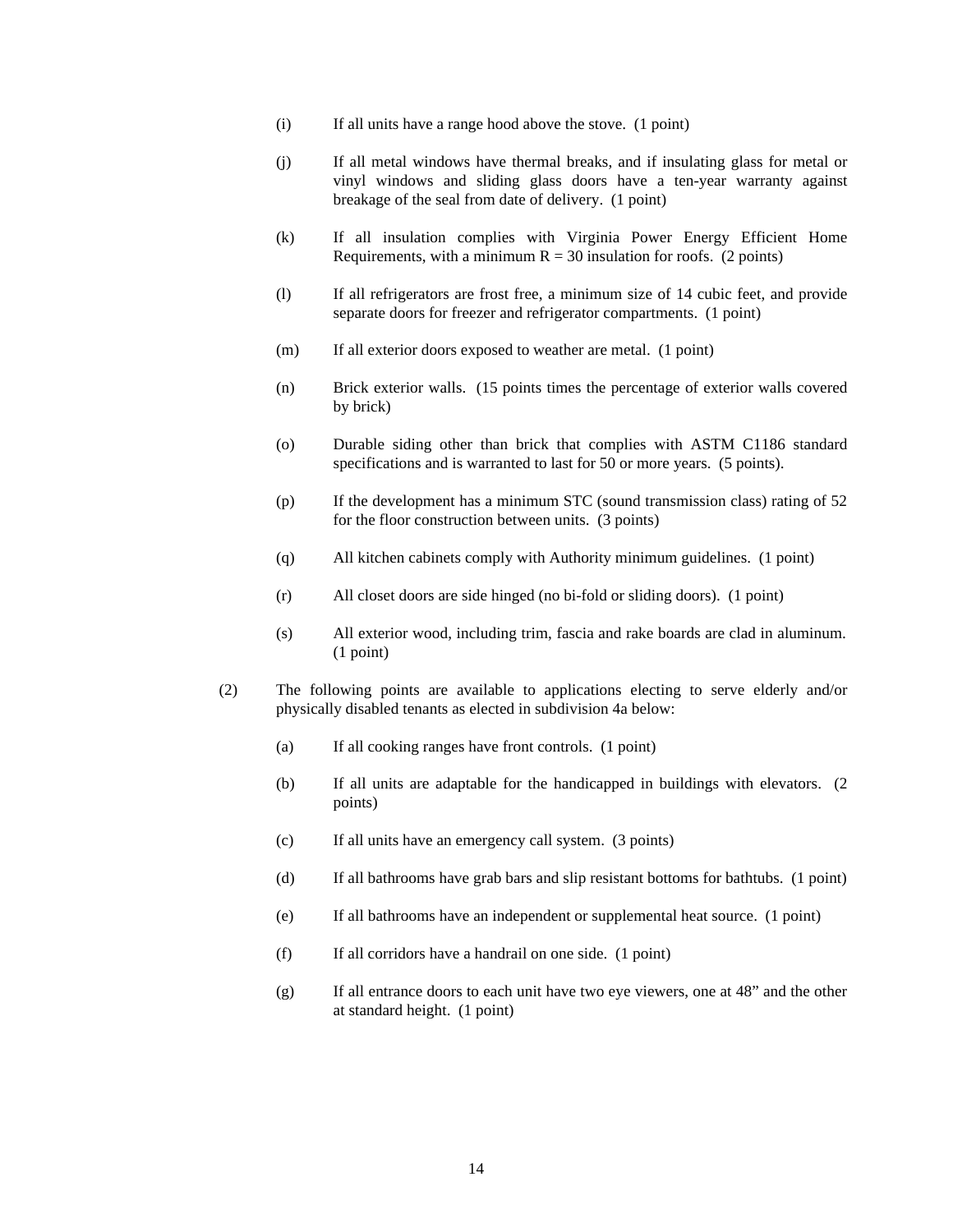(i) If all units have a range hood above the stove. (1 point)

(j) If all metal windows have thermal breaks, and if insulating glass for metal or vinyl windows and sliding glass doors have a ten-year warranty against breakage of the seal from date of delivery. (1 point)

(k) If all insulation complies with Virginia Power Energy Efficient Home Requirements, with a minimum R = 30 insulation for roofs. (2 points)

(l) If all refrigerators are frost free, a minimum size of 14 cubic feet, and provide separate doors for freezer and refrigerator compartments. (1 point)

(m) If all exterior doors exposed to weather are metal. (1 point)

(n) Brick exterior walls. (15 points times the percentage of exterior walls covered by brick)

(o) Durable siding other than brick that complies with ASTM C1186 standard specifications and is warranted to last for 50 or more years. (5 points).

(p) If the development has a minimum STC (sound transmission class) rating of 52 for the floor construction between units. (3 points)

(q) All kitchen cabinets comply with Authority minimum guidelines. (1 point)

(r) All closet doors are side hinged (no bi-fold or sliding doors). (1 point)

(s) All exterior wood, including trim, fascia and rake boards are clad in aluminum. (1 point)

(2) The following points are available to applications electing to serve elderly and/or physically disabled tenants as elected in subdivision 4a below:

(a) If all cooking ranges have front controls. (1 point)

(b) If all units are adaptable for the handicapped in buildings with elevators. (2 points)

(c) If all units have an emergency call system. (3 points)

(d) If all bathrooms have grab bars and slip resistant bottoms for bathtubs. (1 point)

(e) If all bathrooms have an independent or supplemental heat source. (1 point)

(f) If all corridors have a handrail on one side. (1 point)

(g) If all entrance doors to each unit have two eye viewers, one at 48" and the other at standard height. (1 point)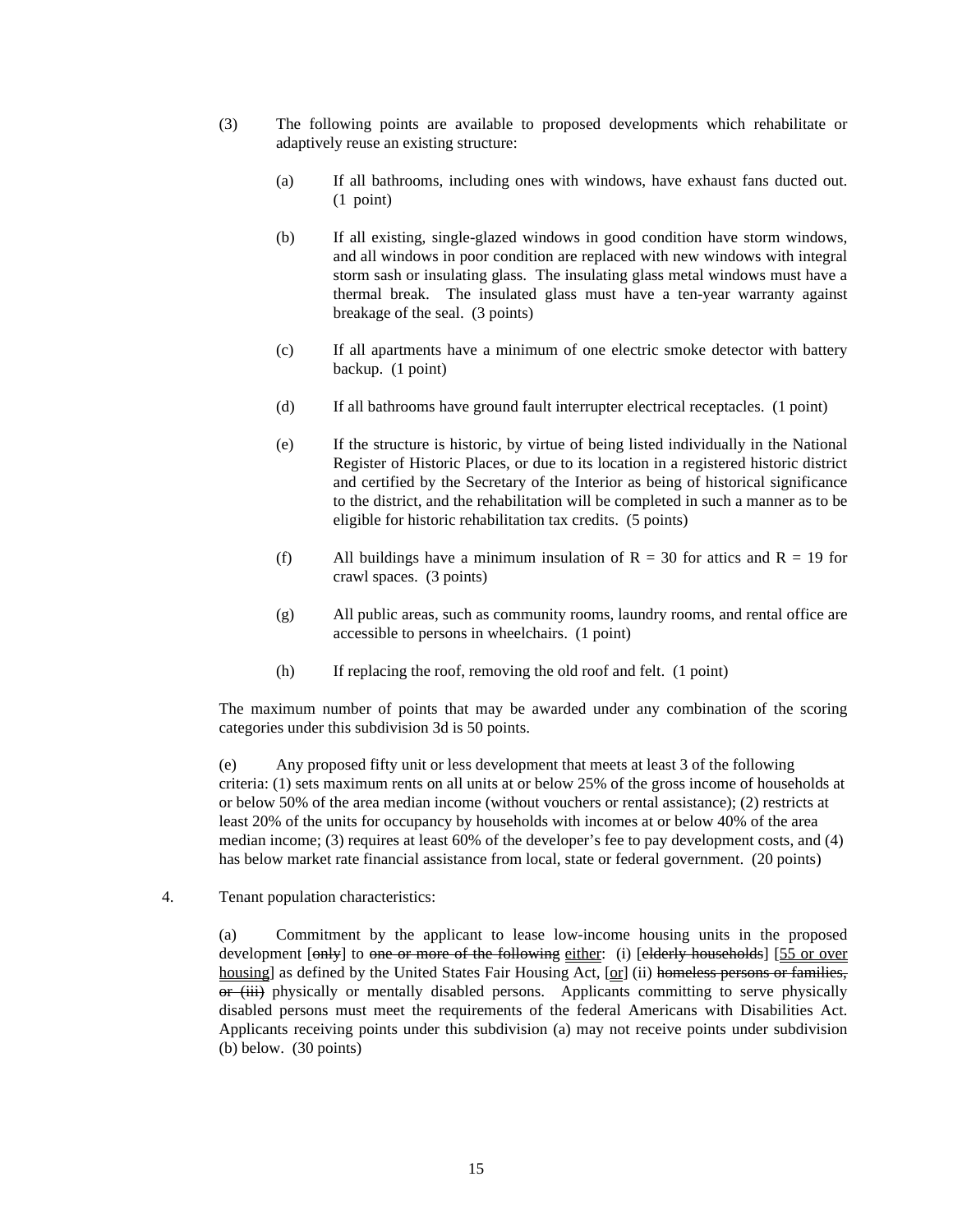(3) The following points are available to proposed developments which rehabilitate or adaptively reuse an existing structure:

(a) If all bathrooms, including ones with windows, have exhaust fans ducted out. (1 point)

(b) If all existing, single-glazed windows in good condition have storm windows, and all windows in poor condition are replaced with new windows with integral storm sash or insulating glass. The insulating glass metal windows must have a thermal break. The insulated glass must have a ten-year warranty against breakage of the seal. (3 points)

(c) If all apartments have a minimum of one electric smoke detector with battery backup. (1 point)

(d) If all bathrooms have ground fault interrupter electrical receptacles. (1 point)

(e) If the structure is historic, by virtue of being listed individually in the National Register of Historic Places, or due to its location in a registered historic district and certified by the Secretary of the Interior as being of historical significance to the district, and the rehabilitation will be completed in such a manner as to be eligible for historic rehabilitation tax credits. (5 points)

(f) All buildings have a minimum insulation of R = 30 for attics and R = 19 for crawl spaces. (3 points)

(g) All public areas, such as community rooms, laundry rooms, and rental office are accessible to persons in wheelchairs. (1 point)

(h) If replacing the roof, removing the old roof and felt. (1 point)

The maximum number of points that may be awarded under any combination of the scoring categories under this subdivision 3d is 50 points.

(e) Any proposed fifty unit or less development that meets at least 3 of the following criteria: (1) sets maximum rents on all units at or below 25% of the gross income of households at or below 50% of the area median income (without vouchers or rental assistance); (2) restricts at least 20% of the units for occupancy by households with incomes at or below 40% of the area median income; (3) requires at least 60% of the developer's fee to pay development costs, and (4) has below market rate financial assistance from local, state or federal government. (20 points)

4. Tenant population characteristics:

(a) Commitment by the applicant to lease low-income housing units in the proposed development [~~only~~] to ~~one or more of the following~~ <u>either</u>: (i) [~~elderly households~~] [<u>55 or over housing</u>] as defined by the United States Fair Housing Act, [<u>or</u>] (ii) ~~homeless persons or families, or (iii)~~ physically or mentally disabled persons. Applicants committing to serve physically disabled persons must meet the requirements of the federal Americans with Disabilities Act. Applicants receiving points under this subdivision (a) may not receive points under subdivision (b) below. (30 points)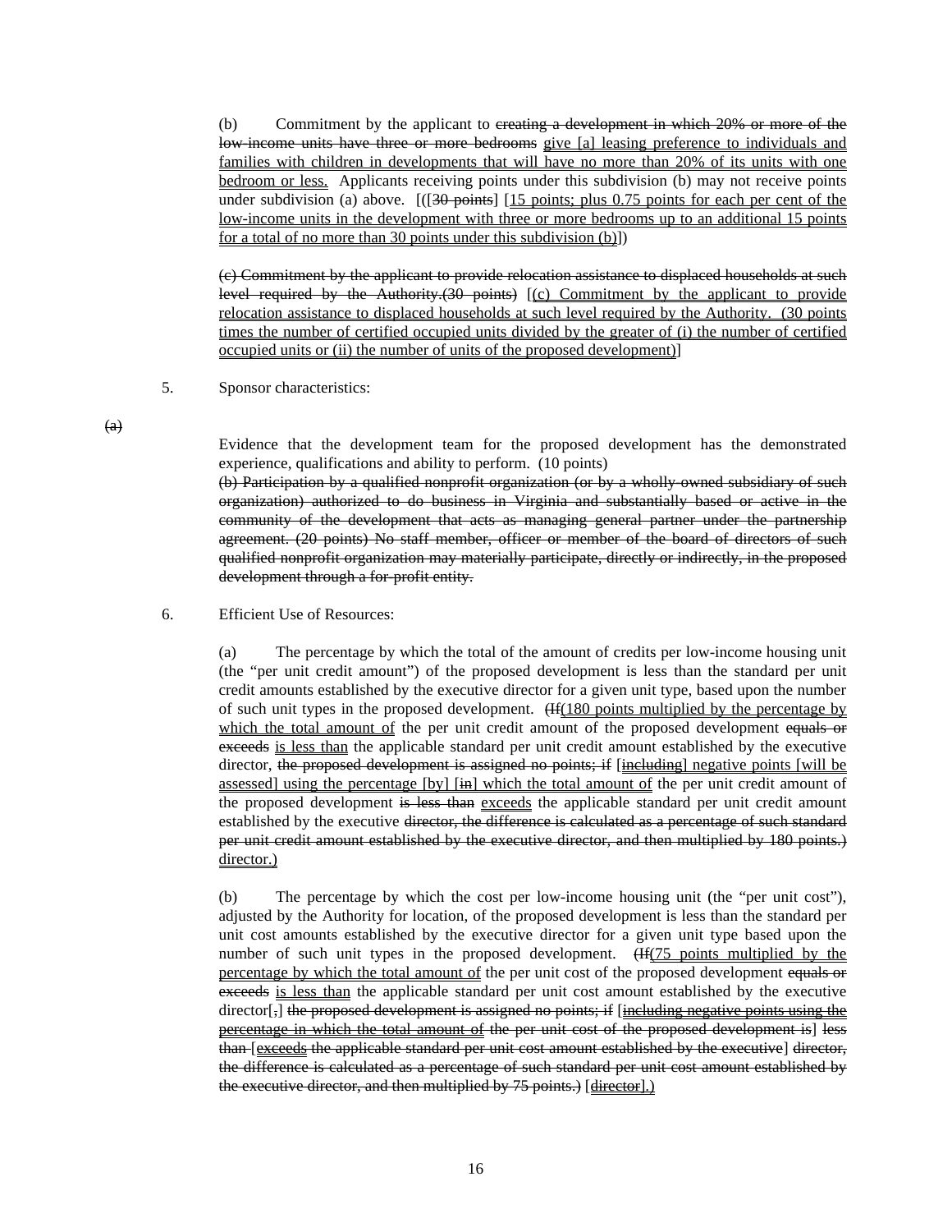(b) Commitment by the applicant to ~~creating a development in which 20% or more of the low-income units have three or more bedrooms~~ give [a] leasing preference to individuals and families with children in developments that will have no more than 20% of its units with one bedroom or less. Applicants receiving points under this subdivision (b) may not receive points under subdivision (a) above. [([~~30 points~~] [15 points; plus 0.75 points for each per cent of the low-income units in the development with three or more bedrooms up to an additional 15 points for a total of no more than 30 points under this subdivision (b)])

~~(c) Commitment by the applicant to provide relocation assistance to displaced households at such level required by the Authority.(30 points)~~ [(c) Commitment by the applicant to provide relocation assistance to displaced households at such level required by the Authority. (30 points times the number of certified occupied units divided by the greater of (i) the number of certified occupied units or (ii) the number of units of the proposed development)]

5. Sponsor characteristics:

~~(a)~~

Evidence that the development team for the proposed development has the demonstrated experience, qualifications and ability to perform. (10 points)

~~(b) Participation by a qualified nonprofit organization (or by a wholly-owned subsidiary of such organization) authorized to do business in Virginia and substantially based or active in the community of the development that acts as managing general partner under the partnership agreement. (20 points) No staff member, officer or member of the board of directors of such qualified nonprofit organization may materially participate, directly or indirectly, in the proposed development through a for-profit entity.~~

6. Efficient Use of Resources:

(a) The percentage by which the total of the amount of credits per low-income housing unit (the "per unit credit amount") of the proposed development is less than the standard per unit credit amounts established by the executive director for a given unit type, based upon the number of such unit types in the proposed development. ~~(If~~(180 points multiplied by the percentage by which the total amount of the per unit credit amount of the proposed development ~~equals or exceeds~~ is less than the applicable standard per unit credit amount established by the executive director, ~~the proposed development is assigned no points; if~~ [including] negative points [will be assessed] using the percentage [by] [~~in~~] which the total amount of the per unit credit amount of the proposed development ~~is less than~~ exceeds the applicable standard per unit credit amount established by the executive ~~director, the difference is calculated as a percentage of such standard per unit credit amount established by the executive director, and then multiplied by 180 points.)~~ director.)

(b) The percentage by which the cost per low-income housing unit (the "per unit cost"), adjusted by the Authority for location, of the proposed development is less than the standard per unit cost amounts established by the executive director for a given unit type based upon the number of such unit types in the proposed development. ~~(If~~(75 points multiplied by the percentage by which the total amount of the per unit cost of the proposed development ~~equals or exceeds~~ is less than the applicable standard per unit cost amount established by the executive director[~~,~~] ~~the proposed development is assigned no points; if~~ [~~including negative points using the percentage in which the total amount of~~ ~~the per unit cost of the proposed development is~~] ~~less than~~ [~~exceeds~~ ~~the applicable standard per unit cost amount established by the executive~~] ~~director, the difference is calculated as a percentage of such standard per unit cost amount established by the executive director, and then multiplied by 75 points.)~~ [~~director~~].)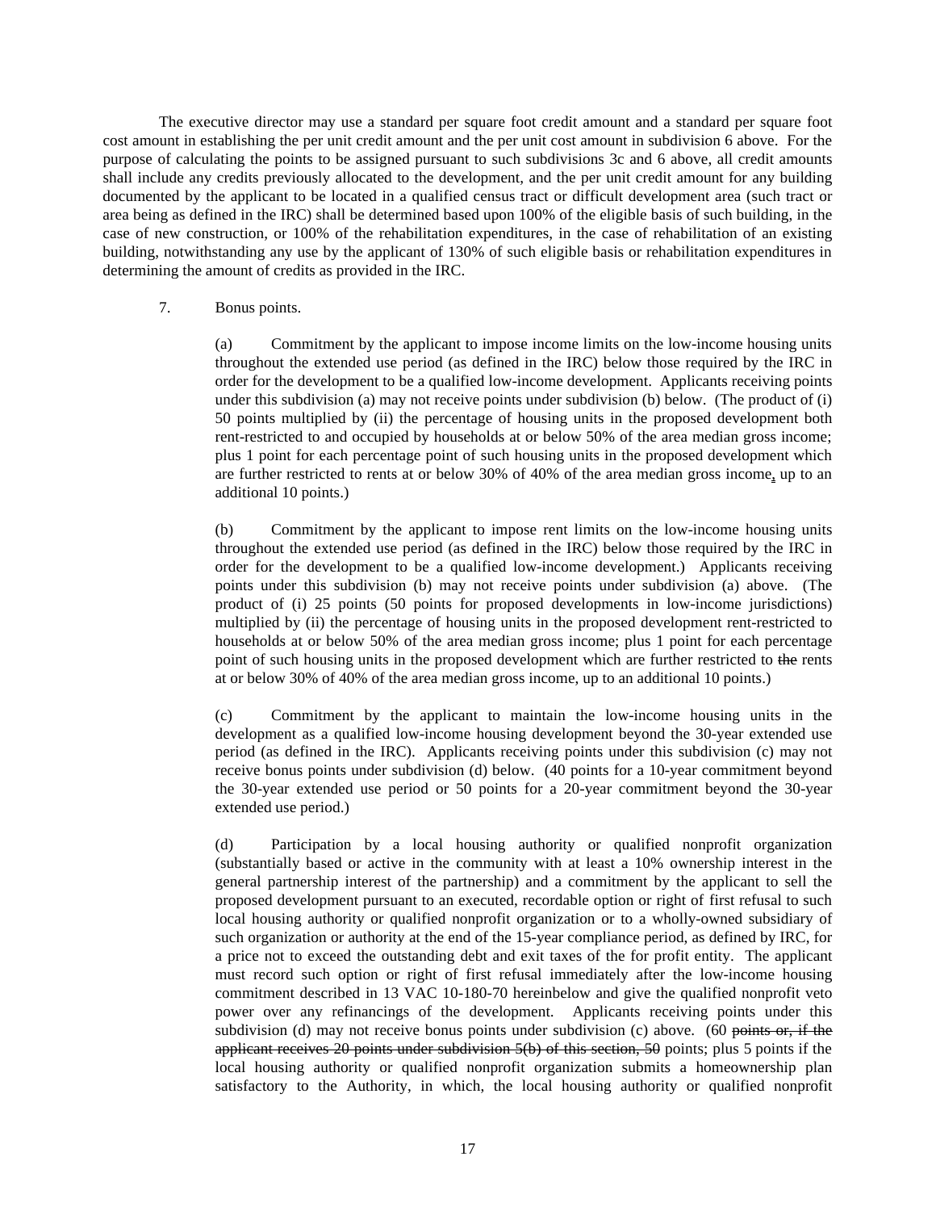The executive director may use a standard per square foot credit amount and a standard per square foot cost amount in establishing the per unit credit amount and the per unit cost amount in subdivision 6 above. For the purpose of calculating the points to be assigned pursuant to such subdivisions 3c and 6 above, all credit amounts shall include any credits previously allocated to the development, and the per unit credit amount for any building documented by the applicant to be located in a qualified census tract or difficult development area (such tract or area being as defined in the IRC) shall be determined based upon 100% of the eligible basis of such building, in the case of new construction, or 100% of the rehabilitation expenditures, in the case of rehabilitation of an existing building, notwithstanding any use by the applicant of 130% of such eligible basis or rehabilitation expenditures in determining the amount of credits as provided in the IRC.

7. Bonus points.

(a) Commitment by the applicant to impose income limits on the low-income housing units throughout the extended use period (as defined in the IRC) below those required by the IRC in order for the development to be a qualified low-income development. Applicants receiving points under this subdivision (a) may not receive points under subdivision (b) below. (The product of (i) 50 points multiplied by (ii) the percentage of housing units in the proposed development both rent-restricted to and occupied by households at or below 50% of the area median gross income; plus 1 point for each percentage point of such housing units in the proposed development which are further restricted to rents at or below 30% of 40% of the area median gross income, up to an additional 10 points.)

(b) Commitment by the applicant to impose rent limits on the low-income housing units throughout the extended use period (as defined in the IRC) below those required by the IRC in order for the development to be a qualified low-income development.) Applicants receiving points under this subdivision (b) may not receive points under subdivision (a) above. (The product of (i) 25 points (50 points for proposed developments in low-income jurisdictions) multiplied by (ii) the percentage of housing units in the proposed development rent-restricted to households at or below 50% of the area median gross income; plus 1 point for each percentage point of such housing units in the proposed development which are further restricted to ~~the~~ rents at or below 30% of 40% of the area median gross income, up to an additional 10 points.)

(c) Commitment by the applicant to maintain the low-income housing units in the development as a qualified low-income housing development beyond the 30-year extended use period (as defined in the IRC). Applicants receiving points under this subdivision (c) may not receive bonus points under subdivision (d) below. (40 points for a 10-year commitment beyond the 30-year extended use period or 50 points for a 20-year commitment beyond the 30-year extended use period.)

(d) Participation by a local housing authority or qualified nonprofit organization (substantially based or active in the community with at least a 10% ownership interest in the general partnership interest of the partnership) and a commitment by the applicant to sell the proposed development pursuant to an executed, recordable option or right of first refusal to such local housing authority or qualified nonprofit organization or to a wholly-owned subsidiary of such organization or authority at the end of the 15-year compliance period, as defined by IRC, for a price not to exceed the outstanding debt and exit taxes of the for profit entity. The applicant must record such option or right of first refusal immediately after the low-income housing commitment described in 13 VAC 10-180-70 hereinbelow and give the qualified nonprofit veto power over any refinancings of the development. Applicants receiving points under this subdivision (d) may not receive bonus points under subdivision (c) above. (60 ~~points or, if the applicant receives 20 points under subdivision 5(b) of this section, 50~~ points; plus 5 points if the local housing authority or qualified nonprofit organization submits a homeownership plan satisfactory to the Authority, in which, the local housing authority or qualified nonprofit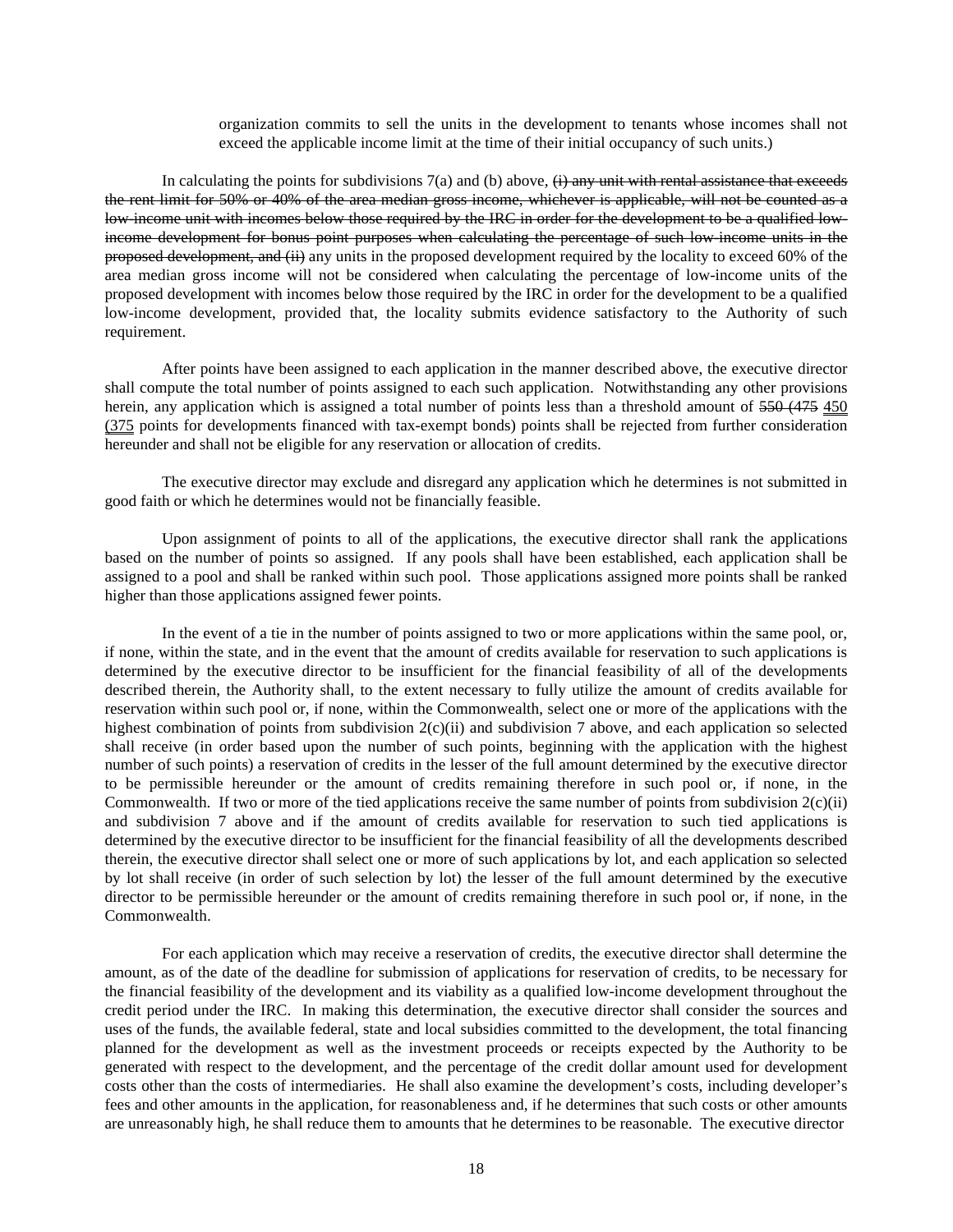organization commits to sell the units in the development to tenants whose incomes shall not exceed the applicable income limit at the time of their initial occupancy of such units.)

In calculating the points for subdivisions 7(a) and (b) above, ~~(i) any unit with rental assistance that exceeds the rent limit for 50% or 40% of the area median gross income, whichever is applicable, will not be counted as a low-income unit with incomes below those required by the IRC in order for the development to be a qualified low-income development for bonus point purposes when calculating the percentage of such low-income units in the proposed development, and (ii)~~ any units in the proposed development required by the locality to exceed 60% of the area median gross income will not be considered when calculating the percentage of low-income units of the proposed development with incomes below those required by the IRC in order for the development to be a qualified low-income development, provided that, the locality submits evidence satisfactory to the Authority of such requirement.

After points have been assigned to each application in the manner described above, the executive director shall compute the total number of points assigned to each such application. Notwithstanding any other provisions herein, any application which is assigned a total number of points less than a threshold amount of ~~550 (475~~ <u>450</u> <u>(375</u> points for developments financed with tax-exempt bonds) points shall be rejected from further consideration hereunder and shall not be eligible for any reservation or allocation of credits.

The executive director may exclude and disregard any application which he determines is not submitted in good faith or which he determines would not be financially feasible.

Upon assignment of points to all of the applications, the executive director shall rank the applications based on the number of points so assigned. If any pools shall have been established, each application shall be assigned to a pool and shall be ranked within such pool. Those applications assigned more points shall be ranked higher than those applications assigned fewer points.

In the event of a tie in the number of points assigned to two or more applications within the same pool, or, if none, within the state, and in the event that the amount of credits available for reservation to such applications is determined by the executive director to be insufficient for the financial feasibility of all of the developments described therein, the Authority shall, to the extent necessary to fully utilize the amount of credits available for reservation within such pool or, if none, within the Commonwealth, select one or more of the applications with the highest combination of points from subdivision 2(c)(ii) and subdivision 7 above, and each application so selected shall receive (in order based upon the number of such points, beginning with the application with the highest number of such points) a reservation of credits in the lesser of the full amount determined by the executive director to be permissible hereunder or the amount of credits remaining therefore in such pool or, if none, in the Commonwealth. If two or more of the tied applications receive the same number of points from subdivision 2(c)(ii) and subdivision 7 above and if the amount of credits available for reservation to such tied applications is determined by the executive director to be insufficient for the financial feasibility of all the developments described therein, the executive director shall select one or more of such applications by lot, and each application so selected by lot shall receive (in order of such selection by lot) the lesser of the full amount determined by the executive director to be permissible hereunder or the amount of credits remaining therefore in such pool or, if none, in the Commonwealth.

For each application which may receive a reservation of credits, the executive director shall determine the amount, as of the date of the deadline for submission of applications for reservation of credits, to be necessary for the financial feasibility of the development and its viability as a qualified low-income development throughout the credit period under the IRC. In making this determination, the executive director shall consider the sources and uses of the funds, the available federal, state and local subsidies committed to the development, the total financing planned for the development as well as the investment proceeds or receipts expected by the Authority to be generated with respect to the development, and the percentage of the credit dollar amount used for development costs other than the costs of intermediaries. He shall also examine the development's costs, including developer's fees and other amounts in the application, for reasonableness and, if he determines that such costs or other amounts are unreasonably high, he shall reduce them to amounts that he determines to be reasonable. The executive director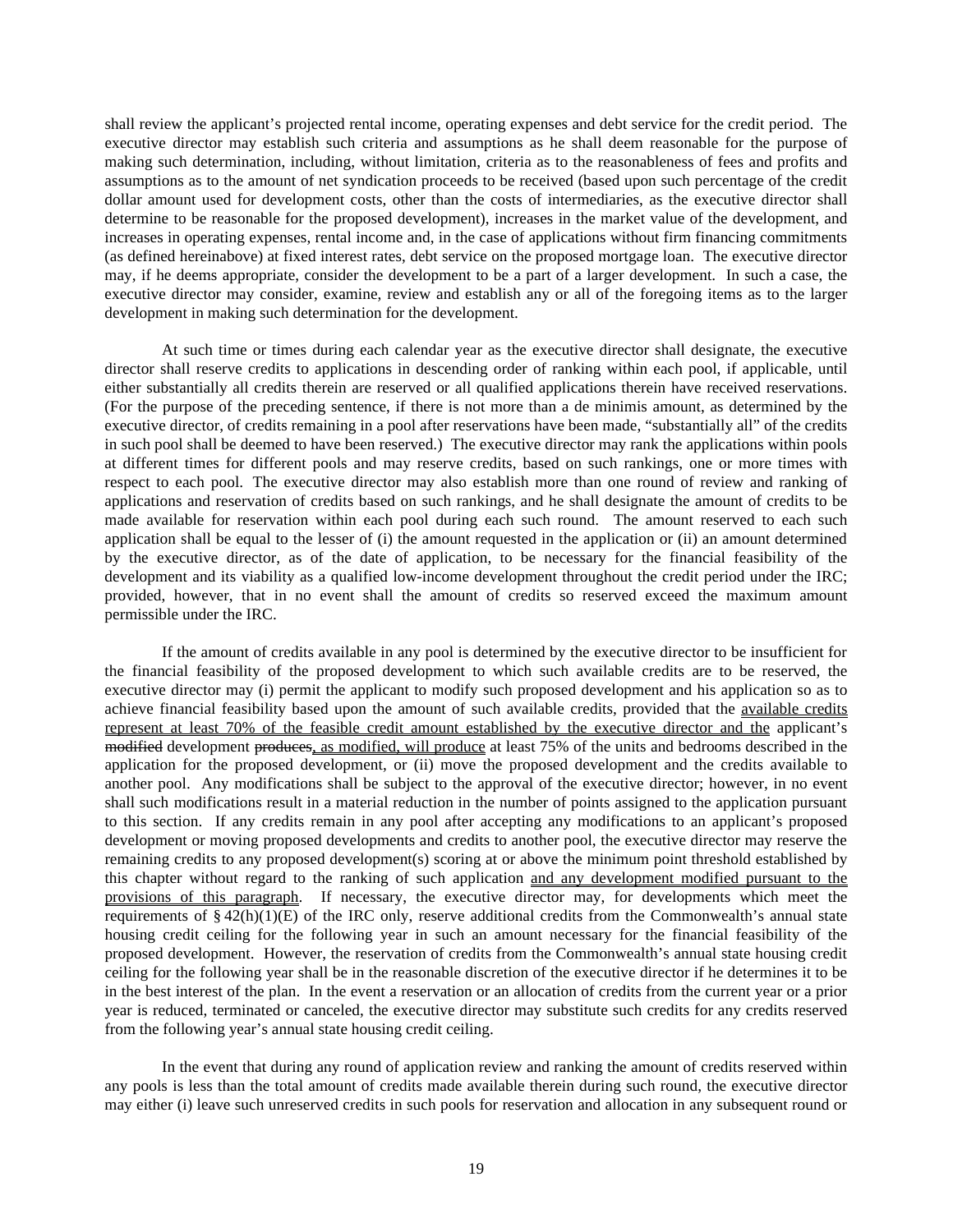shall review the applicant's projected rental income, operating expenses and debt service for the credit period. The executive director may establish such criteria and assumptions as he shall deem reasonable for the purpose of making such determination, including, without limitation, criteria as to the reasonableness of fees and profits and assumptions as to the amount of net syndication proceeds to be received (based upon such percentage of the credit dollar amount used for development costs, other than the costs of intermediaries, as the executive director shall determine to be reasonable for the proposed development), increases in the market value of the development, and increases in operating expenses, rental income and, in the case of applications without firm financing commitments (as defined hereinabove) at fixed interest rates, debt service on the proposed mortgage loan. The executive director may, if he deems appropriate, consider the development to be a part of a larger development. In such a case, the executive director may consider, examine, review and establish any or all of the foregoing items as to the larger development in making such determination for the development.

At such time or times during each calendar year as the executive director shall designate, the executive director shall reserve credits to applications in descending order of ranking within each pool, if applicable, until either substantially all credits therein are reserved or all qualified applications therein have received reservations. (For the purpose of the preceding sentence, if there is not more than a de minimis amount, as determined by the executive director, of credits remaining in a pool after reservations have been made, "substantially all" of the credits in such pool shall be deemed to have been reserved.) The executive director may rank the applications within pools at different times for different pools and may reserve credits, based on such rankings, one or more times with respect to each pool. The executive director may also establish more than one round of review and ranking of applications and reservation of credits based on such rankings, and he shall designate the amount of credits to be made available for reservation within each pool during each such round. The amount reserved to each such application shall be equal to the lesser of (i) the amount requested in the application or (ii) an amount determined by the executive director, as of the date of application, to be necessary for the financial feasibility of the development and its viability as a qualified low-income development throughout the credit period under the IRC; provided, however, that in no event shall the amount of credits so reserved exceed the maximum amount permissible under the IRC.

If the amount of credits available in any pool is determined by the executive director to be insufficient for the financial feasibility of the proposed development to which such available credits are to be reserved, the executive director may (i) permit the applicant to modify such proposed development and his application so as to achieve financial feasibility based upon the amount of such available credits, provided that the <u>available credits represent at least 70% of the feasible credit amount established by the executive director and the</u> applicant's ~~modified~~ development ~~produces~~<u>, as modified, will produce</u> at least 75% of the units and bedrooms described in the application for the proposed development, or (ii) move the proposed development and the credits available to another pool. Any modifications shall be subject to the approval of the executive director; however, in no event shall such modifications result in a material reduction in the number of points assigned to the application pursuant to this section. If any credits remain in any pool after accepting any modifications to an applicant's proposed development or moving proposed developments and credits to another pool, the executive director may reserve the remaining credits to any proposed development(s) scoring at or above the minimum point threshold established by this chapter without regard to the ranking of such application <u>and any development modified pursuant to the provisions of this paragraph</u>. If necessary, the executive director may, for developments which meet the requirements of § 42(h)(1)(E) of the IRC only, reserve additional credits from the Commonwealth's annual state housing credit ceiling for the following year in such an amount necessary for the financial feasibility of the proposed development. However, the reservation of credits from the Commonwealth's annual state housing credit ceiling for the following year shall be in the reasonable discretion of the executive director if he determines it to be in the best interest of the plan. In the event a reservation or an allocation of credits from the current year or a prior year is reduced, terminated or canceled, the executive director may substitute such credits for any credits reserved from the following year's annual state housing credit ceiling.

In the event that during any round of application review and ranking the amount of credits reserved within any pools is less than the total amount of credits made available therein during such round, the executive director may either (i) leave such unreserved credits in such pools for reservation and allocation in any subsequent round or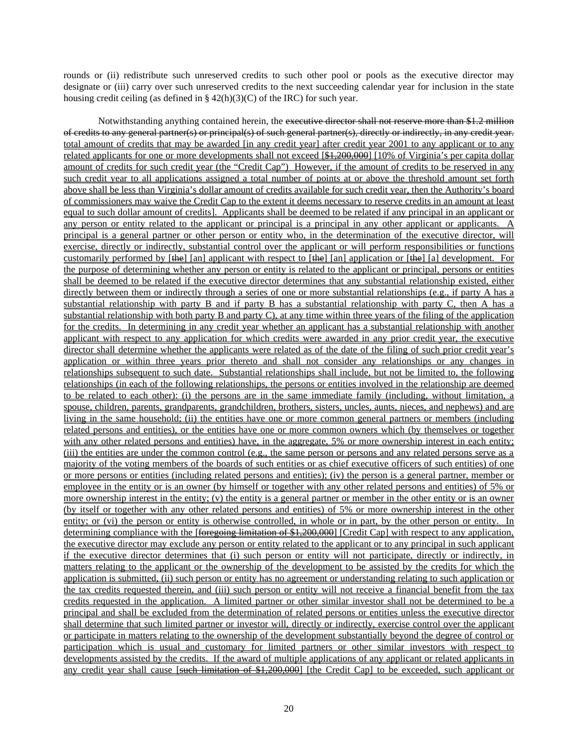rounds or (ii) redistribute such unreserved credits to such other pool or pools as the executive director may designate or (iii) carry over such unreserved credits to the next succeeding calendar year for inclusion in the state housing credit ceiling (as defined in § 42(h)(3)(C) of the IRC) for such year.

Notwithstanding anything contained herein, the ~~executive director shall not reserve more than $1.2 million of credits to any general partner(s) or principal(s) of such general partner(s), directly or indirectly, in any credit year.~~ <u>total amount of credits that may be awarded [in any credit year] after credit year 2001 to any applicant or to any related applicants for one or more developments shall not exceed [~~$1,200,000~~] [10% of Virginia's per capita dollar amount of credits for such credit year (the "Credit Cap") However, if the amount of credits to be reserved in any such credit year to all applications assigned a total number of points at or above the threshold amount set forth above shall be less than Virginia's dollar amount of credits available for such credit year, then the Authority's board of commissioners may waive the Credit Cap to the extent it deems necessary to reserve credits in an amount at least equal to such dollar amount of credits]. Applicants shall be deemed to be related if any principal in an applicant or any person or entity related to the applicant or principal is a principal in any other applicant or applicants. A principal is a general partner or other person or entity who, in the determination of the executive director, will exercise, directly or indirectly, substantial control over the applicant or will perform responsibilities or functions customarily performed by [~~the~~] [an] applicant with respect to [~~the~~] [an] application or [~~the~~] [a] development. For the purpose of determining whether any person or entity is related to the applicant or principal, persons or entities shall be deemed to be related if the executive director determines that any substantial relationship existed, either directly between them or indirectly through a series of one or more substantial relationships (e.g., if party A has a substantial relationship with party B and if party B has a substantial relationship with party C, then A has a substantial relationship with both party B and party C), at any time within three years of the filing of the application for the credits. In determining in any credit year whether an applicant has a substantial relationship with another applicant with respect to any application for which credits were awarded in any prior credit year, the executive director shall determine whether the applicants were related as of the date of the filing of such prior credit year's application or within three years prior thereto and shall not consider any relationships or any changes in relationships subsequent to such date. Substantial relationships shall include, but not be limited to, the following relationships (in each of the following relationships, the persons or entities involved in the relationship are deemed to be related to each other): (i) the persons are in the same immediate family (including, without limitation, a spouse, children, parents, grandparents, grandchildren, brothers, sisters, uncles, aunts, nieces, and nephews) and are living in the same household; (ii) the entities have one or more common general partners or members (including related persons and entities), or the entities have one or more common owners which (by themselves or together with any other related persons and entities) have, in the aggregate, 5% or more ownership interest in each entity; (iii) the entities are under the common control (e.g., the same person or persons and any related persons serve as a majority of the voting members of the boards of such entities or as chief executive officers of such entities) of one or more persons or entities (including related persons and entities); (iv) the person is a general partner, member or employee in the entity or is an owner (by himself or together with any other related persons and entities) of 5% or more ownership interest in the entity; (v) the entity is a general partner or member in the other entity or is an owner (by itself or together with any other related persons and entities) of 5% or more ownership interest in the other entity; or (vi) the person or entity is otherwise controlled, in whole or in part, by the other person or entity. In determining compliance with the [~~foregoing limitation of $1,200,000~~] [Credit Cap] with respect to any application, the executive director may exclude any person or entity related to the applicant or to any principal in such applicant if the executive director determines that (i) such person or entity will not participate, directly or indirectly, in matters relating to the applicant or the ownership of the development to be assisted by the credits for which the application is submitted, (ii) such person or entity has no agreement or understanding relating to such application or the tax credits requested therein, and (iii) such person or entity will not receive a financial benefit from the tax credits requested in the application. A limited partner or other similar investor shall not be determined to be a principal and shall be excluded from the determination of related persons or entities unless the executive director shall determine that such limited partner or investor will, directly or indirectly, exercise control over the applicant or participate in matters relating to the ownership of the development substantially beyond the degree of control or participation which is usual and customary for limited partners or other similar investors with respect to developments assisted by the credits. If the award of multiple applications of any applicant or related applicants in any credit year shall cause [~~such limitation of $1,200,000~~] [the Credit Cap] to be exceeded, such applicant or</u>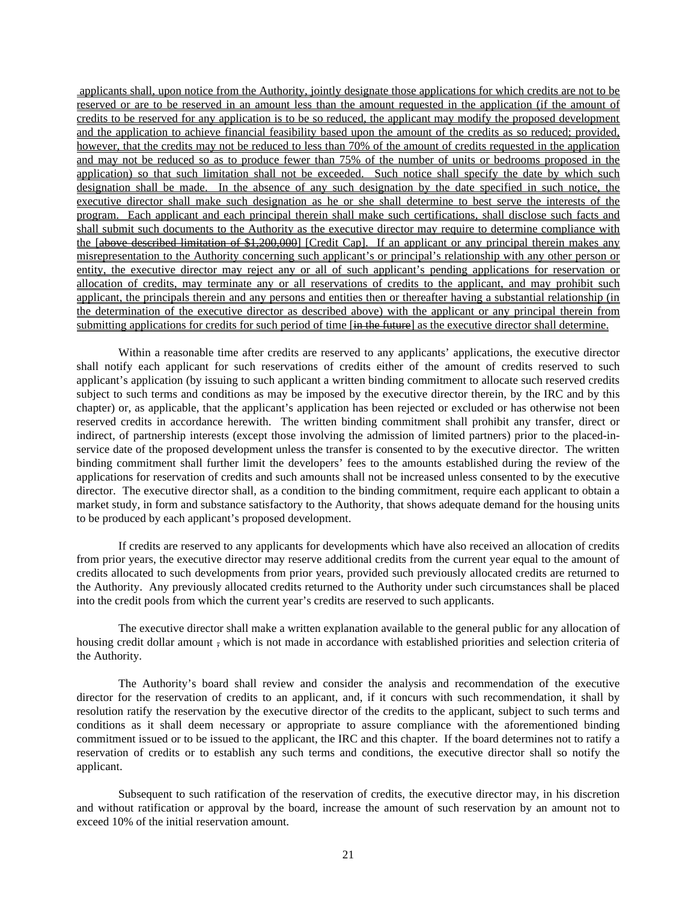applicants shall, upon notice from the Authority, jointly designate those applications for which credits are not to be reserved or are to be reserved in an amount less than the amount requested in the application (if the amount of credits to be reserved for any application is to be so reduced, the applicant may modify the proposed development and the application to achieve financial feasibility based upon the amount of the credits as so reduced; provided, however, that the credits may not be reduced to less than 70% of the amount of credits requested in the application and may not be reduced so as to produce fewer than 75% of the number of units or bedrooms proposed in the application) so that such limitation shall not be exceeded. Such notice shall specify the date by which such designation shall be made. In the absence of any such designation by the date specified in such notice, the executive director shall make such designation as he or she shall determine to best serve the interests of the program. Each applicant and each principal therein shall make such certifications, shall disclose such facts and shall submit such documents to the Authority as the executive director may require to determine compliance with the [~~above described limitation of $1,200,000~~] [Credit Cap]. If an applicant or any principal therein makes any misrepresentation to the Authority concerning such applicant's or principal's relationship with any other person or entity, the executive director may reject any or all of such applicant's pending applications for reservation or allocation of credits, may terminate any or all reservations of credits to the applicant, and may prohibit such applicant, the principals therein and any persons and entities then or thereafter having a substantial relationship (in the determination of the executive director as described above) with the applicant or any principal therein from submitting applications for credits for such period of time [~~in the future~~] as the executive director shall determine.

Within a reasonable time after credits are reserved to any applicants' applications, the executive director shall notify each applicant for such reservations of credits either of the amount of credits reserved to such applicant's application (by issuing to such applicant a written binding commitment to allocate such reserved credits subject to such terms and conditions as may be imposed by the executive director therein, by the IRC and by this chapter) or, as applicable, that the applicant's application has been rejected or excluded or has otherwise not been reserved credits in accordance herewith. The written binding commitment shall prohibit any transfer, direct or indirect, of partnership interests (except those involving the admission of limited partners) prior to the placed-in-service date of the proposed development unless the transfer is consented to by the executive director. The written binding commitment shall further limit the developers' fees to the amounts established during the review of the applications for reservation of credits and such amounts shall not be increased unless consented to by the executive director. The executive director shall, as a condition to the binding commitment, require each applicant to obtain a market study, in form and substance satisfactory to the Authority, that shows adequate demand for the housing units to be produced by each applicant's proposed development.

If credits are reserved to any applicants for developments which have also received an allocation of credits from prior years, the executive director may reserve additional credits from the current year equal to the amount of credits allocated to such developments from prior years, provided such previously allocated credits are returned to the Authority. Any previously allocated credits returned to the Authority under such circumstances shall be placed into the credit pools from which the current year's credits are reserved to such applicants.

The executive director shall make a written explanation available to the general public for any allocation of housing credit dollar amount ~~,~~ which is not made in accordance with established priorities and selection criteria of the Authority.

The Authority's board shall review and consider the analysis and recommendation of the executive director for the reservation of credits to an applicant, and, if it concurs with such recommendation, it shall by resolution ratify the reservation by the executive director of the credits to the applicant, subject to such terms and conditions as it shall deem necessary or appropriate to assure compliance with the aforementioned binding commitment issued or to be issued to the applicant, the IRC and this chapter. If the board determines not to ratify a reservation of credits or to establish any such terms and conditions, the executive director shall so notify the applicant.

Subsequent to such ratification of the reservation of credits, the executive director may, in his discretion and without ratification or approval by the board, increase the amount of such reservation by an amount not to exceed 10% of the initial reservation amount.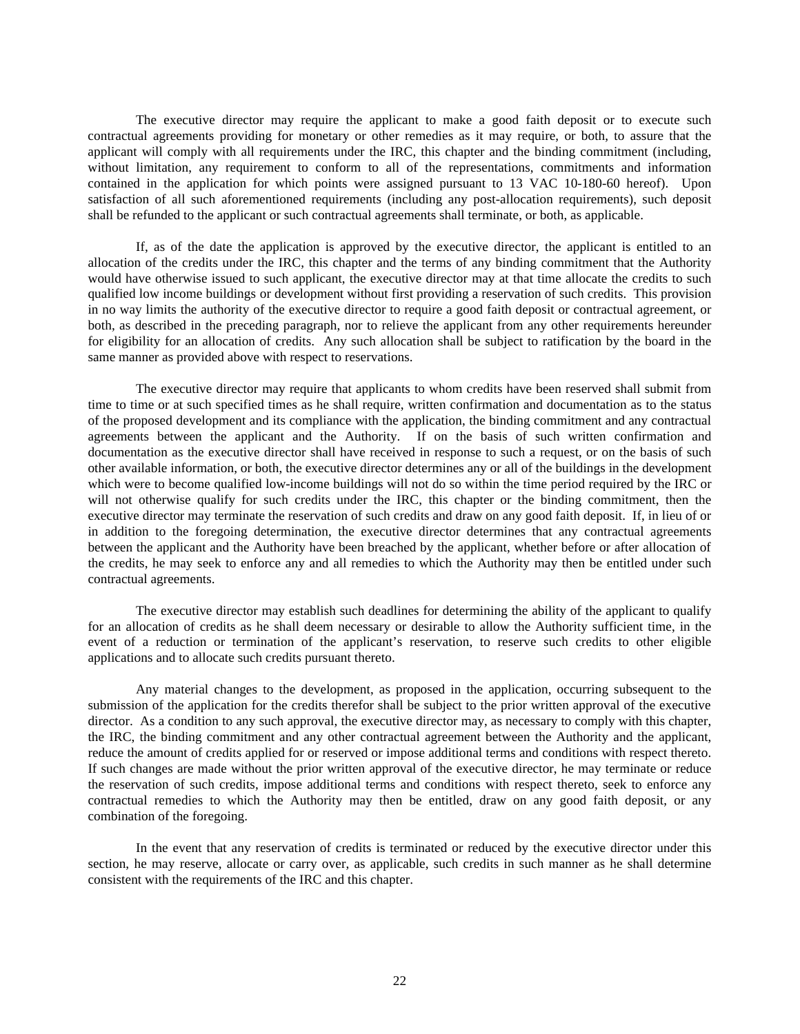The executive director may require the applicant to make a good faith deposit or to execute such contractual agreements providing for monetary or other remedies as it may require, or both, to assure that the applicant will comply with all requirements under the IRC, this chapter and the binding commitment (including, without limitation, any requirement to conform to all of the representations, commitments and information contained in the application for which points were assigned pursuant to 13 VAC 10-180-60 hereof). Upon satisfaction of all such aforementioned requirements (including any post-allocation requirements), such deposit shall be refunded to the applicant or such contractual agreements shall terminate, or both, as applicable.

If, as of the date the application is approved by the executive director, the applicant is entitled to an allocation of the credits under the IRC, this chapter and the terms of any binding commitment that the Authority would have otherwise issued to such applicant, the executive director may at that time allocate the credits to such qualified low income buildings or development without first providing a reservation of such credits. This provision in no way limits the authority of the executive director to require a good faith deposit or contractual agreement, or both, as described in the preceding paragraph, nor to relieve the applicant from any other requirements hereunder for eligibility for an allocation of credits. Any such allocation shall be subject to ratification by the board in the same manner as provided above with respect to reservations.

The executive director may require that applicants to whom credits have been reserved shall submit from time to time or at such specified times as he shall require, written confirmation and documentation as to the status of the proposed development and its compliance with the application, the binding commitment and any contractual agreements between the applicant and the Authority. If on the basis of such written confirmation and documentation as the executive director shall have received in response to such a request, or on the basis of such other available information, or both, the executive director determines any or all of the buildings in the development which were to become qualified low-income buildings will not do so within the time period required by the IRC or will not otherwise qualify for such credits under the IRC, this chapter or the binding commitment, then the executive director may terminate the reservation of such credits and draw on any good faith deposit. If, in lieu of or in addition to the foregoing determination, the executive director determines that any contractual agreements between the applicant and the Authority have been breached by the applicant, whether before or after allocation of the credits, he may seek to enforce any and all remedies to which the Authority may then be entitled under such contractual agreements.

The executive director may establish such deadlines for determining the ability of the applicant to qualify for an allocation of credits as he shall deem necessary or desirable to allow the Authority sufficient time, in the event of a reduction or termination of the applicant's reservation, to reserve such credits to other eligible applications and to allocate such credits pursuant thereto.

Any material changes to the development, as proposed in the application, occurring subsequent to the submission of the application for the credits therefor shall be subject to the prior written approval of the executive director. As a condition to any such approval, the executive director may, as necessary to comply with this chapter, the IRC, the binding commitment and any other contractual agreement between the Authority and the applicant, reduce the amount of credits applied for or reserved or impose additional terms and conditions with respect thereto. If such changes are made without the prior written approval of the executive director, he may terminate or reduce the reservation of such credits, impose additional terms and conditions with respect thereto, seek to enforce any contractual remedies to which the Authority may then be entitled, draw on any good faith deposit, or any combination of the foregoing.

In the event that any reservation of credits is terminated or reduced by the executive director under this section, he may reserve, allocate or carry over, as applicable, such credits in such manner as he shall determine consistent with the requirements of the IRC and this chapter.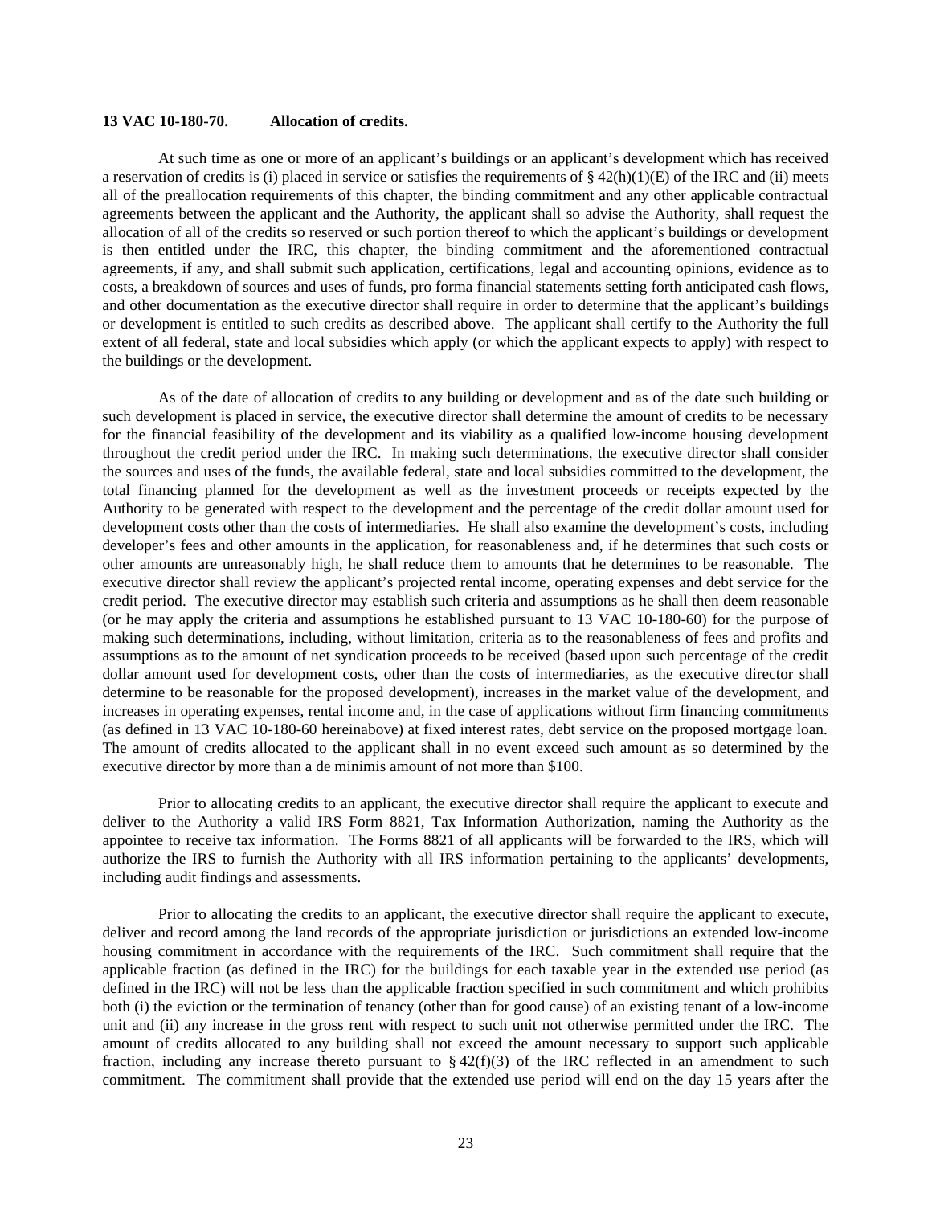**13 VAC 10-180-70. Allocation of credits.**

At such time as one or more of an applicant's buildings or an applicant's development which has received a reservation of credits is (i) placed in service or satisfies the requirements of § 42(h)(1)(E) of the IRC and (ii) meets all of the preallocation requirements of this chapter, the binding commitment and any other applicable contractual agreements between the applicant and the Authority, the applicant shall so advise the Authority, shall request the allocation of all of the credits so reserved or such portion thereof to which the applicant's buildings or development is then entitled under the IRC, this chapter, the binding commitment and the aforementioned contractual agreements, if any, and shall submit such application, certifications, legal and accounting opinions, evidence as to costs, a breakdown of sources and uses of funds, pro forma financial statements setting forth anticipated cash flows, and other documentation as the executive director shall require in order to determine that the applicant's buildings or development is entitled to such credits as described above. The applicant shall certify to the Authority the full extent of all federal, state and local subsidies which apply (or which the applicant expects to apply) with respect to the buildings or the development.

As of the date of allocation of credits to any building or development and as of the date such building or such development is placed in service, the executive director shall determine the amount of credits to be necessary for the financial feasibility of the development and its viability as a qualified low-income housing development throughout the credit period under the IRC. In making such determinations, the executive director shall consider the sources and uses of the funds, the available federal, state and local subsidies committed to the development, the total financing planned for the development as well as the investment proceeds or receipts expected by the Authority to be generated with respect to the development and the percentage of the credit dollar amount used for development costs other than the costs of intermediaries. He shall also examine the development's costs, including developer's fees and other amounts in the application, for reasonableness and, if he determines that such costs or other amounts are unreasonably high, he shall reduce them to amounts that he determines to be reasonable. The executive director shall review the applicant's projected rental income, operating expenses and debt service for the credit period. The executive director may establish such criteria and assumptions as he shall then deem reasonable (or he may apply the criteria and assumptions he established pursuant to 13 VAC 10-180-60) for the purpose of making such determinations, including, without limitation, criteria as to the reasonableness of fees and profits and assumptions as to the amount of net syndication proceeds to be received (based upon such percentage of the credit dollar amount used for development costs, other than the costs of intermediaries, as the executive director shall determine to be reasonable for the proposed development), increases in the market value of the development, and increases in operating expenses, rental income and, in the case of applications without firm financing commitments (as defined in 13 VAC 10-180-60 hereinabove) at fixed interest rates, debt service on the proposed mortgage loan. The amount of credits allocated to the applicant shall in no event exceed such amount as so determined by the executive director by more than a de minimis amount of not more than $100.

Prior to allocating credits to an applicant, the executive director shall require the applicant to execute and deliver to the Authority a valid IRS Form 8821, Tax Information Authorization, naming the Authority as the appointee to receive tax information. The Forms 8821 of all applicants will be forwarded to the IRS, which will authorize the IRS to furnish the Authority with all IRS information pertaining to the applicants' developments, including audit findings and assessments.

Prior to allocating the credits to an applicant, the executive director shall require the applicant to execute, deliver and record among the land records of the appropriate jurisdiction or jurisdictions an extended low-income housing commitment in accordance with the requirements of the IRC. Such commitment shall require that the applicable fraction (as defined in the IRC) for the buildings for each taxable year in the extended use period (as defined in the IRC) will not be less than the applicable fraction specified in such commitment and which prohibits both (i) the eviction or the termination of tenancy (other than for good cause) of an existing tenant of a low-income unit and (ii) any increase in the gross rent with respect to such unit not otherwise permitted under the IRC. The amount of credits allocated to any building shall not exceed the amount necessary to support such applicable fraction, including any increase thereto pursuant to § 42(f)(3) of the IRC reflected in an amendment to such commitment. The commitment shall provide that the extended use period will end on the day 15 years after the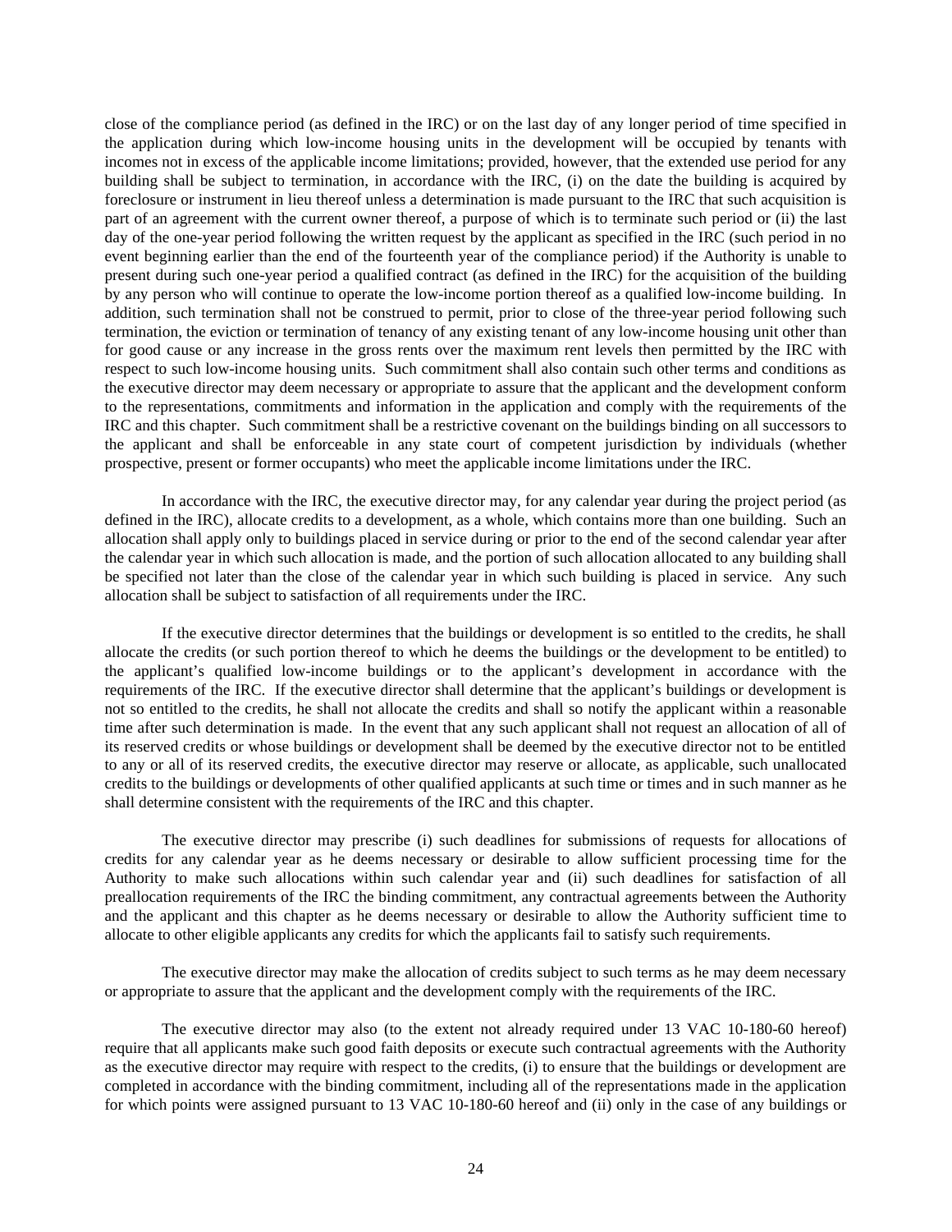close of the compliance period (as defined in the IRC) or on the last day of any longer period of time specified in the application during which low-income housing units in the development will be occupied by tenants with incomes not in excess of the applicable income limitations; provided, however, that the extended use period for any building shall be subject to termination, in accordance with the IRC, (i) on the date the building is acquired by foreclosure or instrument in lieu thereof unless a determination is made pursuant to the IRC that such acquisition is part of an agreement with the current owner thereof, a purpose of which is to terminate such period or (ii) the last day of the one-year period following the written request by the applicant as specified in the IRC (such period in no event beginning earlier than the end of the fourteenth year of the compliance period) if the Authority is unable to present during such one-year period a qualified contract (as defined in the IRC) for the acquisition of the building by any person who will continue to operate the low-income portion thereof as a qualified low-income building. In addition, such termination shall not be construed to permit, prior to close of the three-year period following such termination, the eviction or termination of tenancy of any existing tenant of any low-income housing unit other than for good cause or any increase in the gross rents over the maximum rent levels then permitted by the IRC with respect to such low-income housing units. Such commitment shall also contain such other terms and conditions as the executive director may deem necessary or appropriate to assure that the applicant and the development conform to the representations, commitments and information in the application and comply with the requirements of the IRC and this chapter. Such commitment shall be a restrictive covenant on the buildings binding on all successors to the applicant and shall be enforceable in any state court of competent jurisdiction by individuals (whether prospective, present or former occupants) who meet the applicable income limitations under the IRC.

In accordance with the IRC, the executive director may, for any calendar year during the project period (as defined in the IRC), allocate credits to a development, as a whole, which contains more than one building. Such an allocation shall apply only to buildings placed in service during or prior to the end of the second calendar year after the calendar year in which such allocation is made, and the portion of such allocation allocated to any building shall be specified not later than the close of the calendar year in which such building is placed in service. Any such allocation shall be subject to satisfaction of all requirements under the IRC.

If the executive director determines that the buildings or development is so entitled to the credits, he shall allocate the credits (or such portion thereof to which he deems the buildings or the development to be entitled) to the applicant's qualified low-income buildings or to the applicant's development in accordance with the requirements of the IRC. If the executive director shall determine that the applicant's buildings or development is not so entitled to the credits, he shall not allocate the credits and shall so notify the applicant within a reasonable time after such determination is made. In the event that any such applicant shall not request an allocation of all of its reserved credits or whose buildings or development shall be deemed by the executive director not to be entitled to any or all of its reserved credits, the executive director may reserve or allocate, as applicable, such unallocated credits to the buildings or developments of other qualified applicants at such time or times and in such manner as he shall determine consistent with the requirements of the IRC and this chapter.

The executive director may prescribe (i) such deadlines for submissions of requests for allocations of credits for any calendar year as he deems necessary or desirable to allow sufficient processing time for the Authority to make such allocations within such calendar year and (ii) such deadlines for satisfaction of all preallocation requirements of the IRC the binding commitment, any contractual agreements between the Authority and the applicant and this chapter as he deems necessary or desirable to allow the Authority sufficient time to allocate to other eligible applicants any credits for which the applicants fail to satisfy such requirements.

The executive director may make the allocation of credits subject to such terms as he may deem necessary or appropriate to assure that the applicant and the development comply with the requirements of the IRC.

The executive director may also (to the extent not already required under 13 VAC 10-180-60 hereof) require that all applicants make such good faith deposits or execute such contractual agreements with the Authority as the executive director may require with respect to the credits, (i) to ensure that the buildings or development are completed in accordance with the binding commitment, including all of the representations made in the application for which points were assigned pursuant to 13 VAC 10-180-60 hereof and (ii) only in the case of any buildings or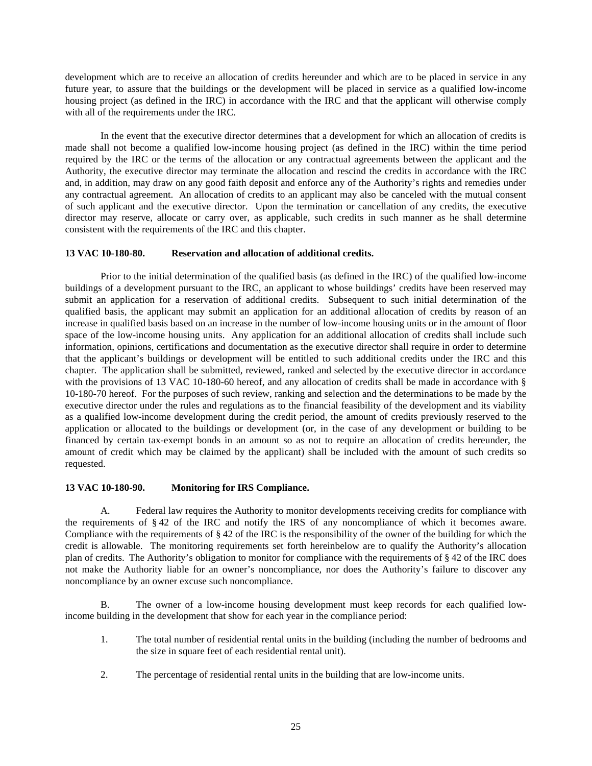development which are to receive an allocation of credits hereunder and which are to be placed in service in any future year, to assure that the buildings or the development will be placed in service as a qualified low-income housing project (as defined in the IRC) in accordance with the IRC and that the applicant will otherwise comply with all of the requirements under the IRC.

In the event that the executive director determines that a development for which an allocation of credits is made shall not become a qualified low-income housing project (as defined in the IRC) within the time period required by the IRC or the terms of the allocation or any contractual agreements between the applicant and the Authority, the executive director may terminate the allocation and rescind the credits in accordance with the IRC and, in addition, may draw on any good faith deposit and enforce any of the Authority's rights and remedies under any contractual agreement. An allocation of credits to an applicant may also be canceled with the mutual consent of such applicant and the executive director. Upon the termination or cancellation of any credits, the executive director may reserve, allocate or carry over, as applicable, such credits in such manner as he shall determine consistent with the requirements of the IRC and this chapter.

**13 VAC 10-180-80. Reservation and allocation of additional credits.**

Prior to the initial determination of the qualified basis (as defined in the IRC) of the qualified low-income buildings of a development pursuant to the IRC, an applicant to whose buildings' credits have been reserved may submit an application for a reservation of additional credits. Subsequent to such initial determination of the qualified basis, the applicant may submit an application for an additional allocation of credits by reason of an increase in qualified basis based on an increase in the number of low-income housing units or in the amount of floor space of the low-income housing units. Any application for an additional allocation of credits shall include such information, opinions, certifications and documentation as the executive director shall require in order to determine that the applicant's buildings or development will be entitled to such additional credits under the IRC and this chapter. The application shall be submitted, reviewed, ranked and selected by the executive director in accordance with the provisions of 13 VAC 10-180-60 hereof, and any allocation of credits shall be made in accordance with § 10-180-70 hereof. For the purposes of such review, ranking and selection and the determinations to be made by the executive director under the rules and regulations as to the financial feasibility of the development and its viability as a qualified low-income development during the credit period, the amount of credits previously reserved to the application or allocated to the buildings or development (or, in the case of any development or building to be financed by certain tax-exempt bonds in an amount so as not to require an allocation of credits hereunder, the amount of credit which may be claimed by the applicant) shall be included with the amount of such credits so requested.

**13 VAC 10-180-90. Monitoring for IRS Compliance.**

A. Federal law requires the Authority to monitor developments receiving credits for compliance with the requirements of § 42 of the IRC and notify the IRS of any noncompliance of which it becomes aware. Compliance with the requirements of § 42 of the IRC is the responsibility of the owner of the building for which the credit is allowable. The monitoring requirements set forth hereinbelow are to qualify the Authority's allocation plan of credits. The Authority's obligation to monitor for compliance with the requirements of § 42 of the IRC does not make the Authority liable for an owner's noncompliance, nor does the Authority's failure to discover any noncompliance by an owner excuse such noncompliance.

B. The owner of a low-income housing development must keep records for each qualified low-income building in the development that show for each year in the compliance period:

1. The total number of residential rental units in the building (including the number of bedrooms and the size in square feet of each residential rental unit).

2. The percentage of residential rental units in the building that are low-income units.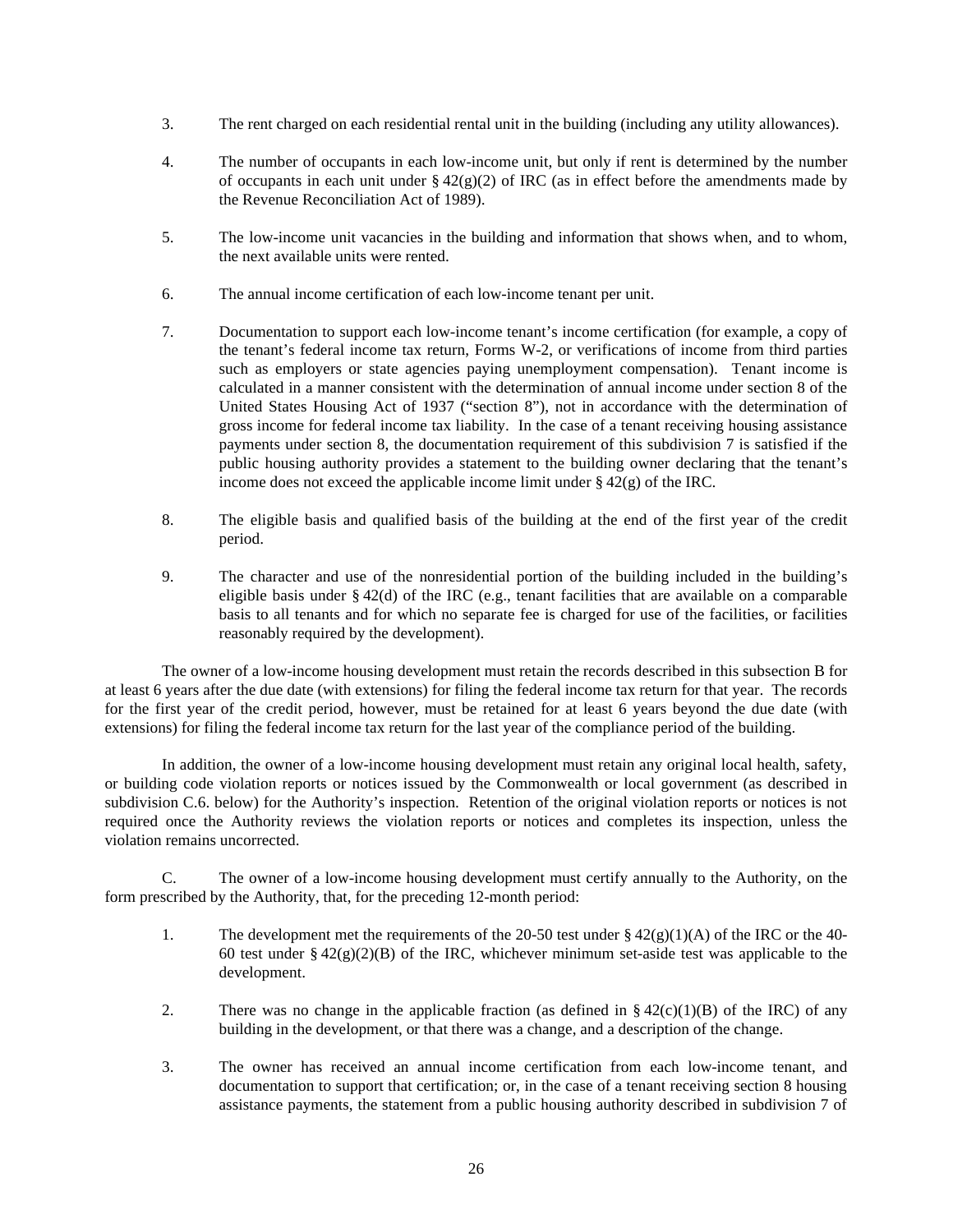3. The rent charged on each residential rental unit in the building (including any utility allowances).

4. The number of occupants in each low-income unit, but only if rent is determined by the number of occupants in each unit under § 42(g)(2) of IRC (as in effect before the amendments made by the Revenue Reconciliation Act of 1989).

5. The low-income unit vacancies in the building and information that shows when, and to whom, the next available units were rented.

6. The annual income certification of each low-income tenant per unit.

7. Documentation to support each low-income tenant's income certification (for example, a copy of the tenant's federal income tax return, Forms W-2, or verifications of income from third parties such as employers or state agencies paying unemployment compensation). Tenant income is calculated in a manner consistent with the determination of annual income under section 8 of the United States Housing Act of 1937 ("section 8"), not in accordance with the determination of gross income for federal income tax liability. In the case of a tenant receiving housing assistance payments under section 8, the documentation requirement of this subdivision 7 is satisfied if the public housing authority provides a statement to the building owner declaring that the tenant's income does not exceed the applicable income limit under § 42(g) of the IRC.

8. The eligible basis and qualified basis of the building at the end of the first year of the credit period.

9. The character and use of the nonresidential portion of the building included in the building's eligible basis under § 42(d) of the IRC (e.g., tenant facilities that are available on a comparable basis to all tenants and for which no separate fee is charged for use of the facilities, or facilities reasonably required by the development).

The owner of a low-income housing development must retain the records described in this subsection B for at least 6 years after the due date (with extensions) for filing the federal income tax return for that year. The records for the first year of the credit period, however, must be retained for at least 6 years beyond the due date (with extensions) for filing the federal income tax return for the last year of the compliance period of the building.

In addition, the owner of a low-income housing development must retain any original local health, safety, or building code violation reports or notices issued by the Commonwealth or local government (as described in subdivision C.6. below) for the Authority's inspection. Retention of the original violation reports or notices is not required once the Authority reviews the violation reports or notices and completes its inspection, unless the violation remains uncorrected.

C. The owner of a low-income housing development must certify annually to the Authority, on the form prescribed by the Authority, that, for the preceding 12-month period:

1. The development met the requirements of the 20-50 test under § 42(g)(1)(A) of the IRC or the 40-60 test under § 42(g)(2)(B) of the IRC, whichever minimum set-aside test was applicable to the development.

2. There was no change in the applicable fraction (as defined in § 42(c)(1)(B) of the IRC) of any building in the development, or that there was a change, and a description of the change.

3. The owner has received an annual income certification from each low-income tenant, and documentation to support that certification; or, in the case of a tenant receiving section 8 housing assistance payments, the statement from a public housing authority described in subdivision 7 of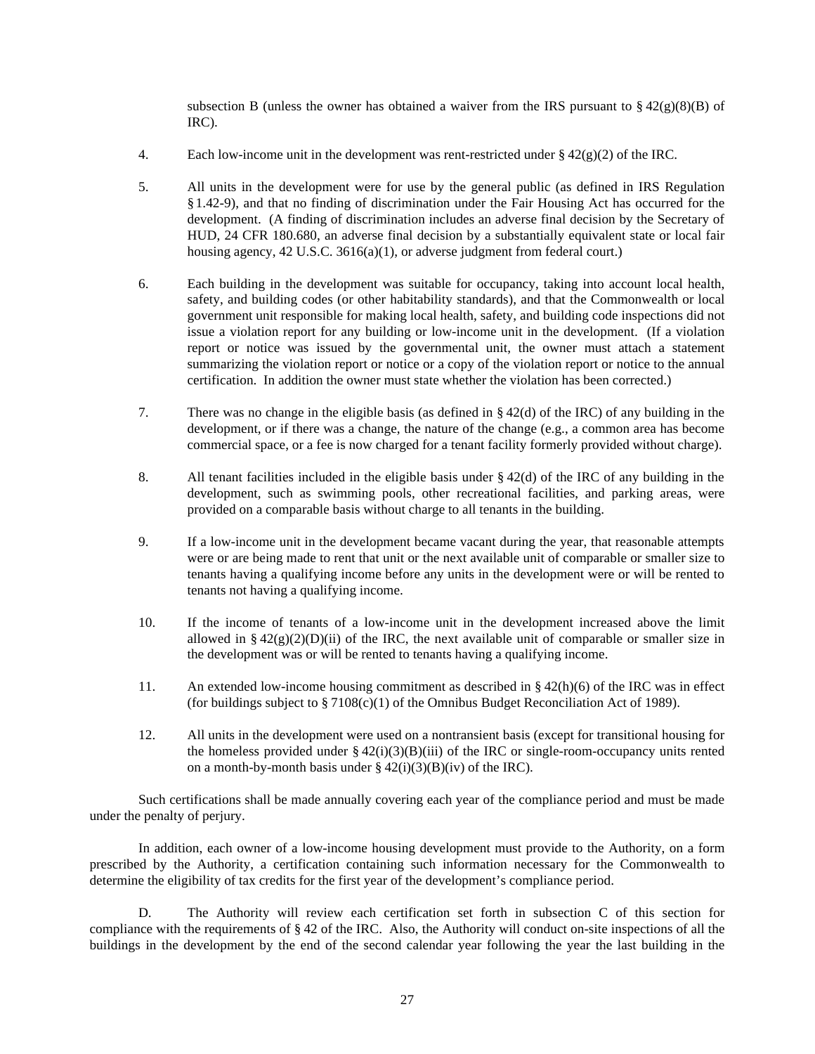subsection B (unless the owner has obtained a waiver from the IRS pursuant to § 42(g)(8)(B) of IRC).

4. Each low-income unit in the development was rent-restricted under § 42(g)(2) of the IRC.

5. All units in the development were for use by the general public (as defined in IRS Regulation § 1.42-9), and that no finding of discrimination under the Fair Housing Act has occurred for the development. (A finding of discrimination includes an adverse final decision by the Secretary of HUD, 24 CFR 180.680, an adverse final decision by a substantially equivalent state or local fair housing agency, 42 U.S.C. 3616(a)(1), or adverse judgment from federal court.)

6. Each building in the development was suitable for occupancy, taking into account local health, safety, and building codes (or other habitability standards), and that the Commonwealth or local government unit responsible for making local health, safety, and building code inspections did not issue a violation report for any building or low-income unit in the development. (If a violation report or notice was issued by the governmental unit, the owner must attach a statement summarizing the violation report or notice or a copy of the violation report or notice to the annual certification. In addition the owner must state whether the violation has been corrected.)

7. There was no change in the eligible basis (as defined in § 42(d) of the IRC) of any building in the development, or if there was a change, the nature of the change (e.g., a common area has become commercial space, or a fee is now charged for a tenant facility formerly provided without charge).

8. All tenant facilities included in the eligible basis under § 42(d) of the IRC of any building in the development, such as swimming pools, other recreational facilities, and parking areas, were provided on a comparable basis without charge to all tenants in the building.

9. If a low-income unit in the development became vacant during the year, that reasonable attempts were or are being made to rent that unit or the next available unit of comparable or smaller size to tenants having a qualifying income before any units in the development were or will be rented to tenants not having a qualifying income.

10. If the income of tenants of a low-income unit in the development increased above the limit allowed in § 42(g)(2)(D)(ii) of the IRC, the next available unit of comparable or smaller size in the development was or will be rented to tenants having a qualifying income.

11. An extended low-income housing commitment as described in § 42(h)(6) of the IRC was in effect (for buildings subject to § 7108(c)(1) of the Omnibus Budget Reconciliation Act of 1989).

12. All units in the development were used on a nontransient basis (except for transitional housing for the homeless provided under § 42(i)(3)(B)(iii) of the IRC or single-room-occupancy units rented on a month-by-month basis under § 42(i)(3)(B)(iv) of the IRC).

Such certifications shall be made annually covering each year of the compliance period and must be made under the penalty of perjury.

In addition, each owner of a low-income housing development must provide to the Authority, on a form prescribed by the Authority, a certification containing such information necessary for the Commonwealth to determine the eligibility of tax credits for the first year of the development's compliance period.

D. The Authority will review each certification set forth in subsection C of this section for compliance with the requirements of § 42 of the IRC. Also, the Authority will conduct on-site inspections of all the buildings in the development by the end of the second calendar year following the year the last building in the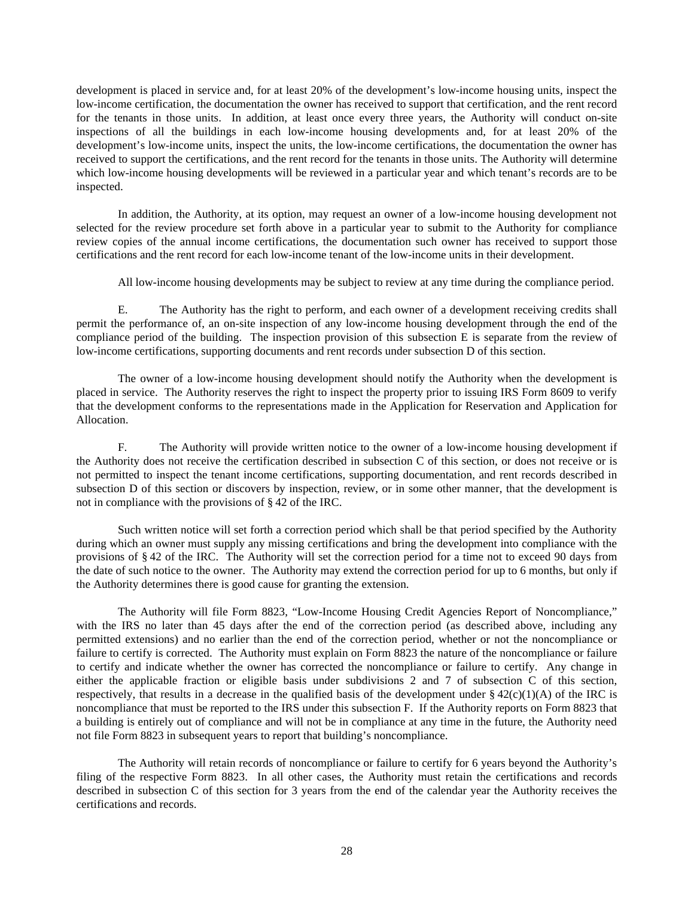development is placed in service and, for at least 20% of the development's low-income housing units, inspect the low-income certification, the documentation the owner has received to support that certification, and the rent record for the tenants in those units. In addition, at least once every three years, the Authority will conduct on-site inspections of all the buildings in each low-income housing developments and, for at least 20% of the development's low-income units, inspect the units, the low-income certifications, the documentation the owner has received to support the certifications, and the rent record for the tenants in those units. The Authority will determine which low-income housing developments will be reviewed in a particular year and which tenant's records are to be inspected.

In addition, the Authority, at its option, may request an owner of a low-income housing development not selected for the review procedure set forth above in a particular year to submit to the Authority for compliance review copies of the annual income certifications, the documentation such owner has received to support those certifications and the rent record for each low-income tenant of the low-income units in their development.

All low-income housing developments may be subject to review at any time during the compliance period.

E. The Authority has the right to perform, and each owner of a development receiving credits shall permit the performance of, an on-site inspection of any low-income housing development through the end of the compliance period of the building. The inspection provision of this subsection E is separate from the review of low-income certifications, supporting documents and rent records under subsection D of this section.

The owner of a low-income housing development should notify the Authority when the development is placed in service. The Authority reserves the right to inspect the property prior to issuing IRS Form 8609 to verify that the development conforms to the representations made in the Application for Reservation and Application for Allocation.

F. The Authority will provide written notice to the owner of a low-income housing development if the Authority does not receive the certification described in subsection C of this section, or does not receive or is not permitted to inspect the tenant income certifications, supporting documentation, and rent records described in subsection D of this section or discovers by inspection, review, or in some other manner, that the development is not in compliance with the provisions of § 42 of the IRC.

Such written notice will set forth a correction period which shall be that period specified by the Authority during which an owner must supply any missing certifications and bring the development into compliance with the provisions of § 42 of the IRC. The Authority will set the correction period for a time not to exceed 90 days from the date of such notice to the owner. The Authority may extend the correction period for up to 6 months, but only if the Authority determines there is good cause for granting the extension.

The Authority will file Form 8823, "Low-Income Housing Credit Agencies Report of Noncompliance," with the IRS no later than 45 days after the end of the correction period (as described above, including any permitted extensions) and no earlier than the end of the correction period, whether or not the noncompliance or failure to certify is corrected. The Authority must explain on Form 8823 the nature of the noncompliance or failure to certify and indicate whether the owner has corrected the noncompliance or failure to certify. Any change in either the applicable fraction or eligible basis under subdivisions 2 and 7 of subsection C of this section, respectively, that results in a decrease in the qualified basis of the development under § 42(c)(1)(A) of the IRC is noncompliance that must be reported to the IRS under this subsection F. If the Authority reports on Form 8823 that a building is entirely out of compliance and will not be in compliance at any time in the future, the Authority need not file Form 8823 in subsequent years to report that building's noncompliance.

The Authority will retain records of noncompliance or failure to certify for 6 years beyond the Authority's filing of the respective Form 8823. In all other cases, the Authority must retain the certifications and records described in subsection C of this section for 3 years from the end of the calendar year the Authority receives the certifications and records.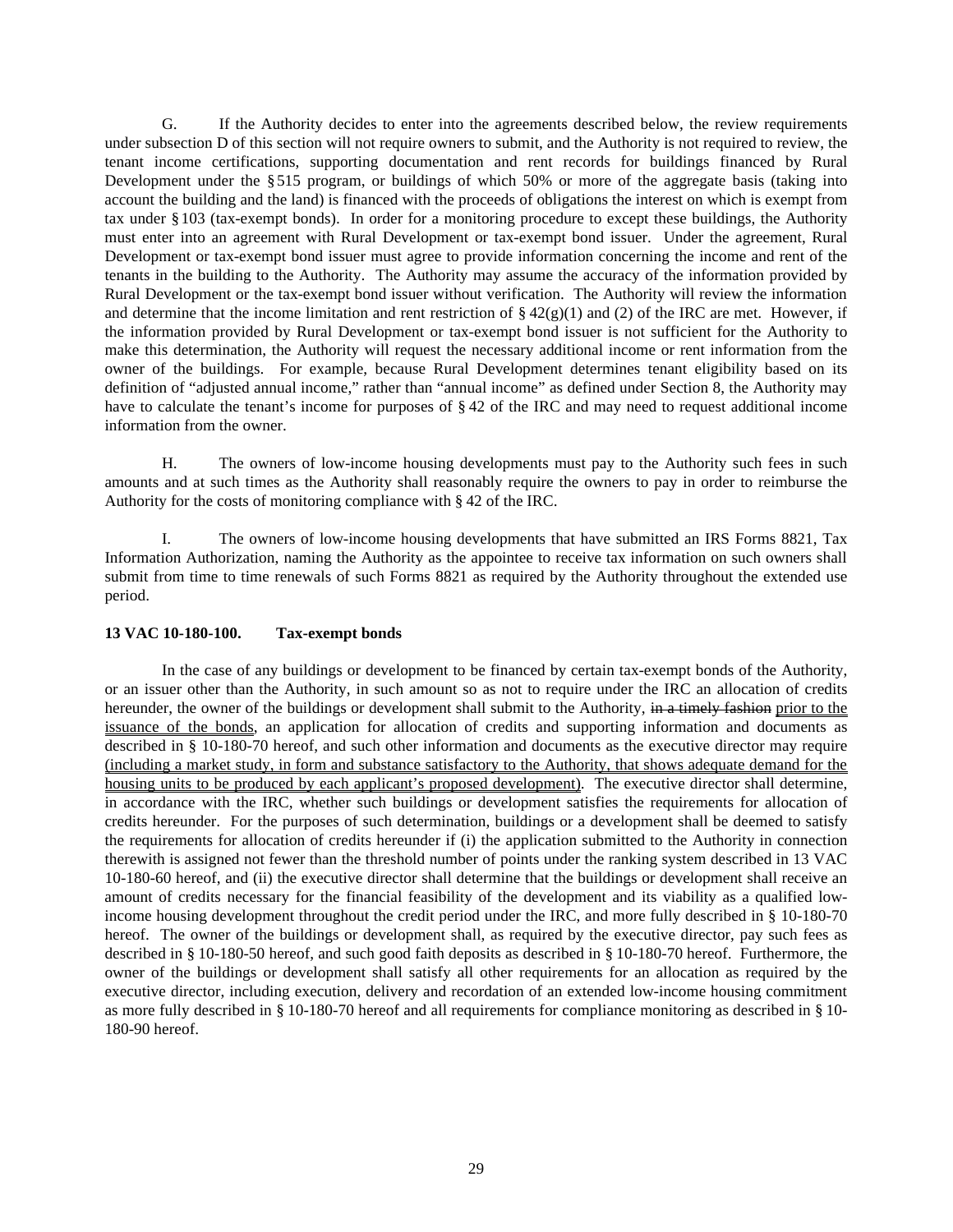G. If the Authority decides to enter into the agreements described below, the review requirements under subsection D of this section will not require owners to submit, and the Authority is not required to review, the tenant income certifications, supporting documentation and rent records for buildings financed by Rural Development under the § 515 program, or buildings of which 50% or more of the aggregate basis (taking into account the building and the land) is financed with the proceeds of obligations the interest on which is exempt from tax under § 103 (tax-exempt bonds). In order for a monitoring procedure to except these buildings, the Authority must enter into an agreement with Rural Development or tax-exempt bond issuer. Under the agreement, Rural Development or tax-exempt bond issuer must agree to provide information concerning the income and rent of the tenants in the building to the Authority. The Authority may assume the accuracy of the information provided by Rural Development or the tax-exempt bond issuer without verification. The Authority will review the information and determine that the income limitation and rent restriction of § 42(g)(1) and (2) of the IRC are met. However, if the information provided by Rural Development or tax-exempt bond issuer is not sufficient for the Authority to make this determination, the Authority will request the necessary additional income or rent information from the owner of the buildings. For example, because Rural Development determines tenant eligibility based on its definition of "adjusted annual income," rather than "annual income" as defined under Section 8, the Authority may have to calculate the tenant's income for purposes of § 42 of the IRC and may need to request additional income information from the owner.

H. The owners of low-income housing developments must pay to the Authority such fees in such amounts and at such times as the Authority shall reasonably require the owners to pay in order to reimburse the Authority for the costs of monitoring compliance with § 42 of the IRC.

I. The owners of low-income housing developments that have submitted an IRS Forms 8821, Tax Information Authorization, naming the Authority as the appointee to receive tax information on such owners shall submit from time to time renewals of such Forms 8821 as required by the Authority throughout the extended use period.

**13 VAC 10-180-100. Tax-exempt bonds**

In the case of any buildings or development to be financed by certain tax-exempt bonds of the Authority, or an issuer other than the Authority, in such amount so as not to require under the IRC an allocation of credits hereunder, the owner of the buildings or development shall submit to the Authority, ~~in a timely fashion~~ <u>prior to the issuance of the bonds</u>, an application for allocation of credits and supporting information and documents as described in § 10-180-70 hereof, and such other information and documents as the executive director may require <u>(including a market study, in form and substance satisfactory to the Authority, that shows adequate demand for the housing units to be produced by each applicant's proposed development)</u>. The executive director shall determine, in accordance with the IRC, whether such buildings or development satisfies the requirements for allocation of credits hereunder. For the purposes of such determination, buildings or a development shall be deemed to satisfy the requirements for allocation of credits hereunder if (i) the application submitted to the Authority in connection therewith is assigned not fewer than the threshold number of points under the ranking system described in 13 VAC 10-180-60 hereof, and (ii) the executive director shall determine that the buildings or development shall receive an amount of credits necessary for the financial feasibility of the development and its viability as a qualified low-income housing development throughout the credit period under the IRC, and more fully described in § 10-180-70 hereof. The owner of the buildings or development shall, as required by the executive director, pay such fees as described in § 10-180-50 hereof, and such good faith deposits as described in § 10-180-70 hereof. Furthermore, the owner of the buildings or development shall satisfy all other requirements for an allocation as required by the executive director, including execution, delivery and recordation of an extended low-income housing commitment as more fully described in § 10-180-70 hereof and all requirements for compliance monitoring as described in § 10-180-90 hereof.